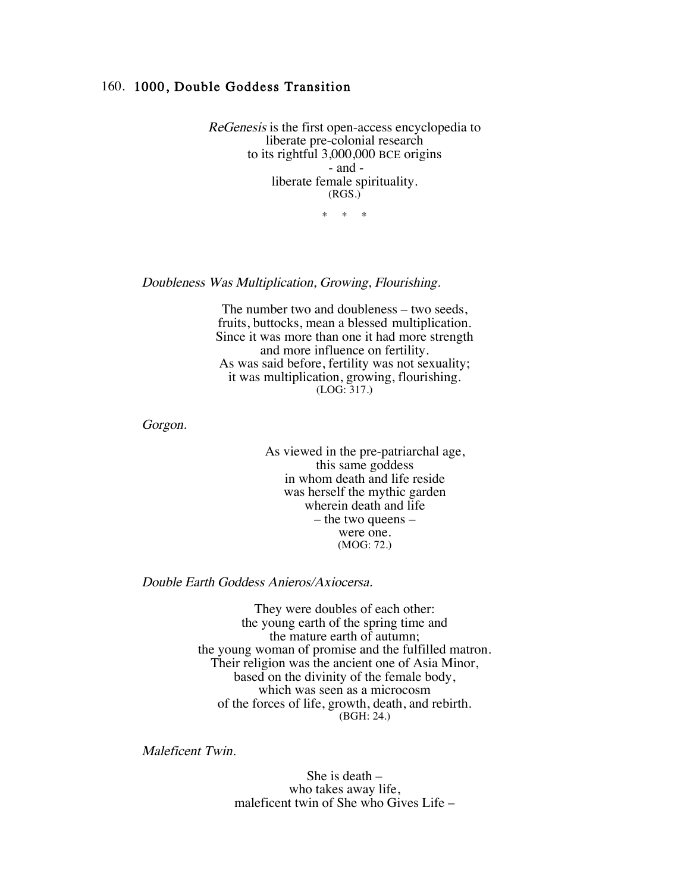# 160. 1000, Double Goddess Transition

*ReGenesis* is the first open-access encyclopedia to
liberate pre-colonial research
to its rightful 3,000,000 BCE origins
- and -
liberate female spirituality.
(RGS.)

\* \* \*

*Doubleness Was Multiplication, Growing, Flourishing.*

The number two and doubleness – two seeds,
fruits, buttocks, mean a blessed multiplication.
Since it was more than one it had more strength
and more influence on fertility.
As was said before, fertility was not sexuality;
it was multiplication, growing, flourishing.
(LOG: 317.)

*Gorgon.*

As viewed in the pre-patriarchal age,
this same goddess
in whom death and life reside
was herself the mythic garden
wherein death and life
– the two queens –
were one.
(MOG: 72.)

*Double Earth Goddess Anieros/Axiocersa.*

They were doubles of each other:
the young earth of the spring time and
the mature earth of autumn;
the young woman of promise and the fulfilled matron.
Their religion was the ancient one of Asia Minor,
based on the divinity of the female body,
which was seen as a microcosm
of the forces of life, growth, death, and rebirth.
(BGH: 24.)

*Maleficent Twin.*

She is death –
who takes away life,
maleficent twin of She who Gives Life –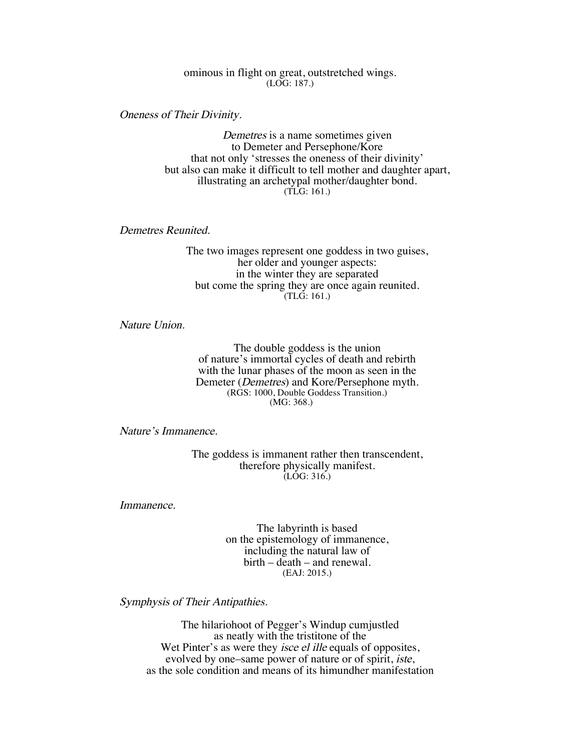ominous in flight on great, outstretched wings.
(LOG: 187.)

*Oneness of Their Divinity.*

*Demetres* is a name sometimes given
to Demeter and Persephone/Kore
that not only 'stresses the oneness of their divinity'
but also can make it difficult to tell mother and daughter apart,
illustrating an archetypal mother/daughter bond.
(TLG: 161.)

*Demetres Reunited.*

The two images represent one goddess in two guises,
her older and younger aspects:
in the winter they are separated
but come the spring they are once again reunited.
(TLG: 161.)

*Nature Union.*

The double goddess is the union
of nature's immortal cycles of death and rebirth
with the lunar phases of the moon as seen in the
Demeter (*Demetres*) and Kore/Persephone myth.
(RGS: 1000, Double Goddess Transition.)
(MG: 368.)

*Nature's Immanence.*

The goddess is immanent rather then transcendent,
therefore physically manifest.
(LOG: 316.)

*Immanence.*

The labyrinth is based
on the epistemology of immanence,
including the natural law of
birth – death – and renewal.
(EAJ: 2015.)

*Symphysis of Their Antipathies.*

The hilariohoot of Pegger's Windup cumjustled
as neatly with the tristitone of the
Wet Pinter's as were they *isce el ille* equals of opposites,
evolved by one–same power of nature or of spirit, *iste*,
as the sole condition and means of its himundher manifestation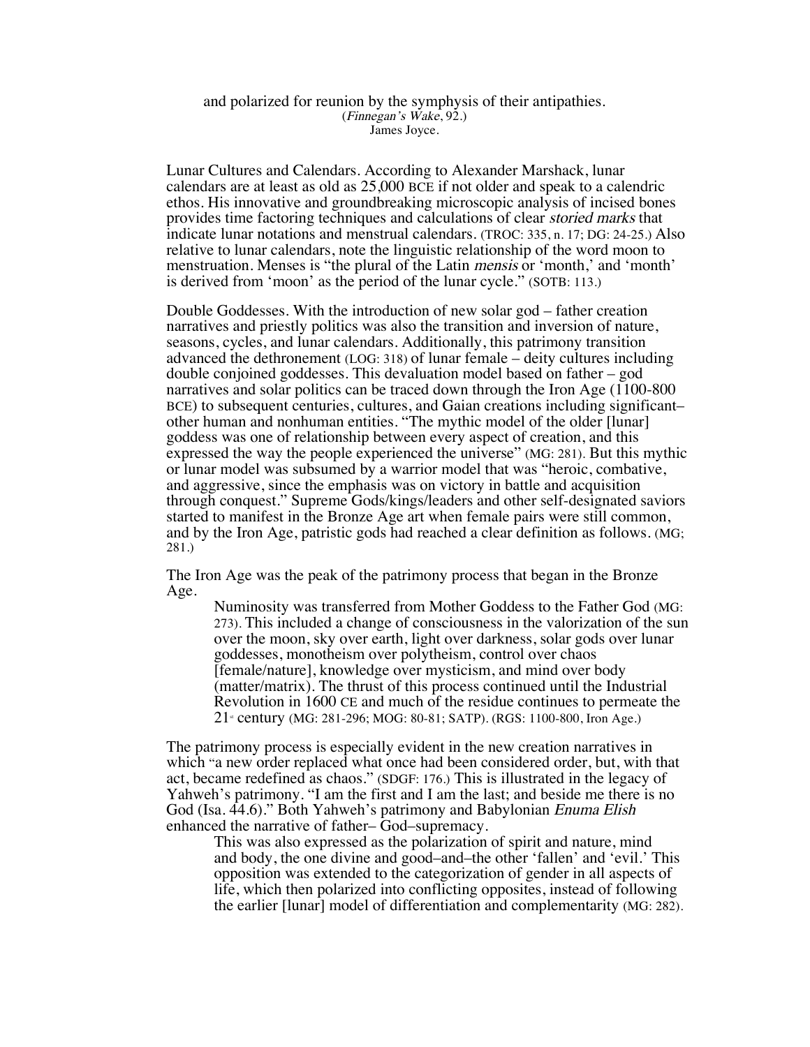and polarized for reunion by the symphysis of their antipathies.
(*Finnegan's Wake*, 92.)
James Joyce.

Lunar Cultures and Calendars. According to Alexander Marshack, lunar calendars are at least as old as 25,000 BCE if not older and speak to a calendric ethos. His innovative and groundbreaking microscopic analysis of incised bones provides time factoring techniques and calculations of clear *storied marks* that indicate lunar notations and menstrual calendars. (TROC: 335, n. 17; DG: 24-25.) Also relative to lunar calendars, note the linguistic relationship of the word moon to menstruation. Menses is "the plural of the Latin *mensis* or 'month,' and 'month' is derived from 'moon' as the period of the lunar cycle." (SOTB: 113.)

Double Goddesses. With the introduction of new solar god – father creation narratives and priestly politics was also the transition and inversion of nature, seasons, cycles, and lunar calendars. Additionally, this patrimony transition advanced the dethronement (LOG: 318) of lunar female – deity cultures including double conjoined goddesses. This devaluation model based on father – god narratives and solar politics can be traced down through the Iron Age (1100-800 BCE) to subsequent centuries, cultures, and Gaian creations including significant–other human and nonhuman entities. "The mythic model of the older [lunar] goddess was one of relationship between every aspect of creation, and this expressed the way the people experienced the universe" (MG: 281). But this mythic or lunar model was subsumed by a warrior model that was "heroic, combative, and aggressive, since the emphasis was on victory in battle and acquisition through conquest." Supreme Gods/kings/leaders and other self-designated saviors started to manifest in the Bronze Age art when female pairs were still common, and by the Iron Age, patristic gods had reached a clear definition as follows. (MG; 281.)

The Iron Age was the peak of the patrimony process that began in the Bronze Age.

> Numinosity was transferred from Mother Goddess to the Father God (MG: 273). This included a change of consciousness in the valorization of the sun over the moon, sky over earth, light over darkness, solar gods over lunar goddesses, monotheism over polytheism, control over chaos [female/nature], knowledge over mysticism, and mind over body (matter/matrix). The thrust of this process continued until the Industrial Revolution in 1600 CE and much of the residue continues to permeate the 21st century (MG: 281-296; MOG: 80-81; SATP). (RGS: 1100-800, Iron Age.)

The patrimony process is especially evident in the new creation narratives in which "a new order replaced what once had been considered order, but, with that act, became redefined as chaos." (SDGF: 176.) This is illustrated in the legacy of Yahweh's patrimony. "I am the first and I am the last; and beside me there is no God (Isa. 44.6)." Both Yahweh's patrimony and Babylonian *Enuma Elish* enhanced the narrative of father– God–supremacy.

> This was also expressed as the polarization of spirit and nature, mind and body, the one divine and good–and–the other 'fallen' and 'evil.' This opposition was extended to the categorization of gender in all aspects of life, which then polarized into conflicting opposites, instead of following the earlier [lunar] model of differentiation and complementarity (MG: 282).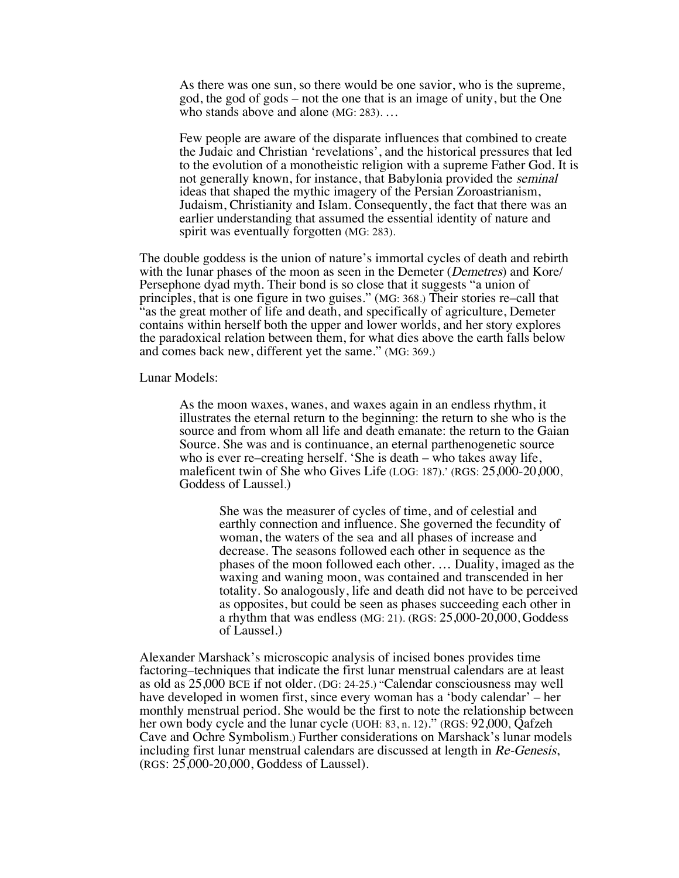> As there was one sun, so there would be one savior, who is the supreme, god, the god of gods – not the one that is an image of unity, but the One who stands above and alone (MG: 283). …
>
> Few people are aware of the disparate influences that combined to create the Judaic and Christian 'revelations', and the historical pressures that led to the evolution of a monotheistic religion with a supreme Father God. It is not generally known, for instance, that Babylonia provided the *seminal* ideas that shaped the mythic imagery of the Persian Zoroastrianism, Judaism, Christianity and Islam. Consequently, the fact that there was an earlier understanding that assumed the essential identity of nature and spirit was eventually forgotten (MG: 283).

The double goddess is the union of nature's immortal cycles of death and rebirth with the lunar phases of the moon as seen in the Demeter (*Demetres*) and Kore/ Persephone dyad myth. Their bond is so close that it suggests "a union of principles, that is one figure in two guises." (MG: 368.) Their stories re–call that "as the great mother of life and death, and specifically of agriculture, Demeter contains within herself both the upper and lower worlds, and her story explores the paradoxical relation between them, for what dies above the earth falls below and comes back new, different yet the same." (MG: 369.)

Lunar Models:

> As the moon waxes, wanes, and waxes again in an endless rhythm, it illustrates the eternal return to the beginning: the return to she who is the source and from whom all life and death emanate: the return to the Gaian Source. She was and is continuance, an eternal parthenogenetic source who is ever re–creating herself. 'She is death – who takes away life, maleficent twin of She who Gives Life (LOG: 187).' (RGS: 25,000-20,000, Goddess of Laussel.)
>
> > She was the measurer of cycles of time, and of celestial and earthly connection and influence. She governed the fecundity of woman, the waters of the sea and all phases of increase and decrease. The seasons followed each other in sequence as the phases of the moon followed each other. … Duality, imaged as the waxing and waning moon, was contained and transcended in her totality. So analogously, life and death did not have to be perceived as opposites, but could be seen as phases succeeding each other in a rhythm that was endless (MG: 21). (RGS: 25,000-20,000, Goddess of Laussel.)

Alexander Marshack's microscopic analysis of incised bones provides time factoring–techniques that indicate the first lunar menstrual calendars are at least as old as 25,000 BCE if not older. (DG: 24-25.) "Calendar consciousness may well have developed in women first, since every woman has a 'body calendar' – her monthly menstrual period. She would be the first to note the relationship between her own body cycle and the lunar cycle (UOH: 83, n. 12)." (RGS: 92,000, Qafzeh Cave and Ochre Symbolism.) Further considerations on Marshack's lunar models including first lunar menstrual calendars are discussed at length in *Re-Genesis*, (RGS: 25,000-20,000, Goddess of Laussel).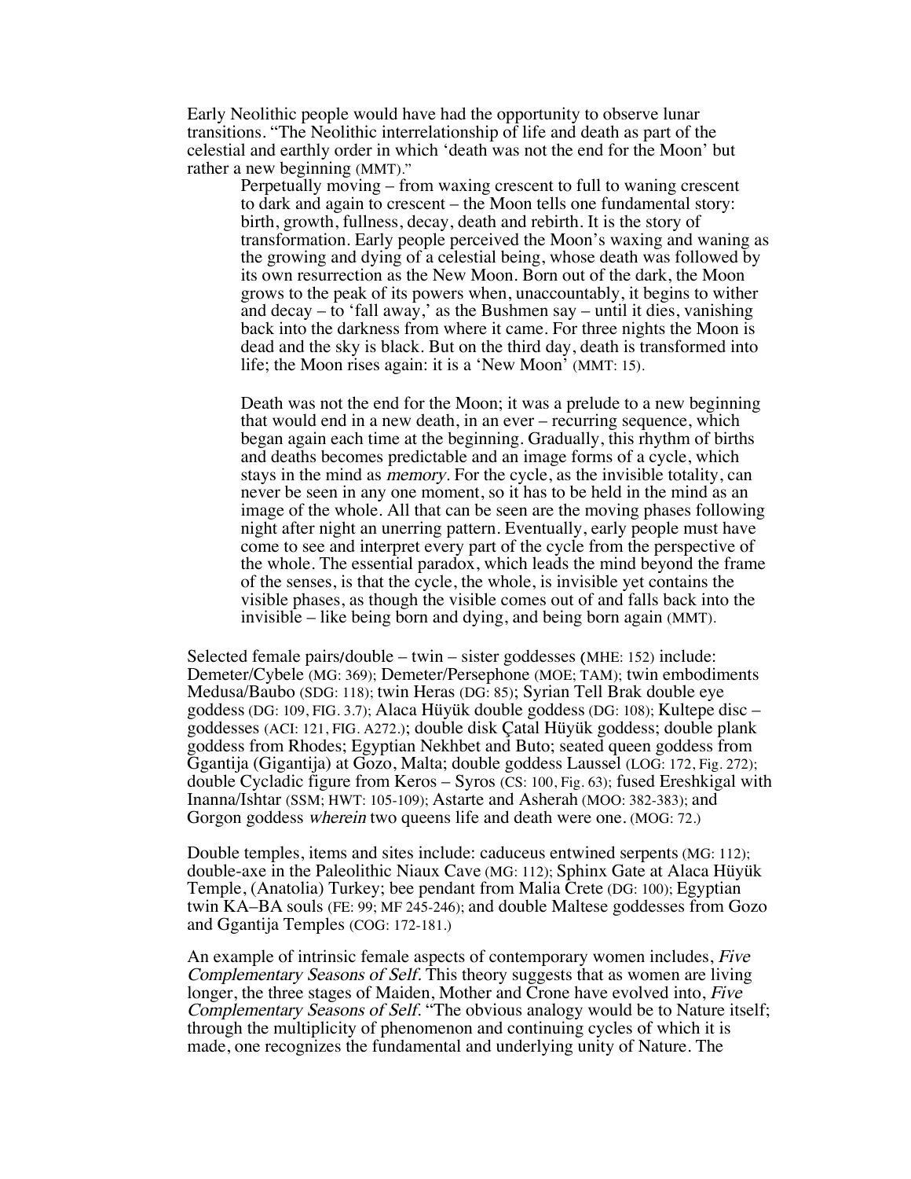Early Neolithic people would have had the opportunity to observe lunar transitions. "The Neolithic interrelationship of life and death as part of the celestial and earthly order in which 'death was not the end for the Moon' but rather a new beginning (MMT)."

> Perpetually moving – from waxing crescent to full to waning crescent to dark and again to crescent – the Moon tells one fundamental story: birth, growth, fullness, decay, death and rebirth. It is the story of transformation. Early people perceived the Moon's waxing and waning as the growing and dying of a celestial being, whose death was followed by its own resurrection as the New Moon. Born out of the dark, the Moon grows to the peak of its powers when, unaccountably, it begins to wither and decay – to 'fall away,' as the Bushmen say – until it dies, vanishing back into the darkness from where it came. For three nights the Moon is dead and the sky is black. But on the third day, death is transformed into life; the Moon rises again: it is a 'New Moon' (MMT: 15).
>
> Death was not the end for the Moon; it was a prelude to a new beginning that would end in a new death, in an ever – recurring sequence, which began again each time at the beginning. Gradually, this rhythm of births and deaths becomes predictable and an image forms of a cycle, which stays in the mind as *memory*. For the cycle, as the invisible totality, can never be seen in any one moment, so it has to be held in the mind as an image of the whole. All that can be seen are the moving phases following night after night an unerring pattern. Eventually, early people must have come to see and interpret every part of the cycle from the perspective of the whole. The essential paradox, which leads the mind beyond the frame of the senses, is that the cycle, the whole, is invisible yet contains the visible phases, as though the visible comes out of and falls back into the invisible – like being born and dying, and being born again (MMT).

Selected female pairs/double – twin – sister goddesses (MHE: 152) include: Demeter/Cybele (MG: 369); Demeter/Persephone (MOE; TAM); twin embodiments Medusa/Baubo (SDG: 118); twin Heras (DG: 85); Syrian Tell Brak double eye goddess (DG: 109, FIG. 3.7); Alaca Hüyük double goddess (DG: 108); Kultepe disc – goddesses (ACI: 121, FIG. A272.); double disk Çatal Hüyük goddess; double plank goddess from Rhodes; Egyptian Nekhbet and Buto; seated queen goddess from Ggantija (Gigantija) at Gozo, Malta; double goddess Laussel (LOG: 172, Fig. 272); double Cycladic figure from Keros – Syros (CS: 100, Fig. 63); fused Ereshkigal with Inanna/Ishtar (SSM; HWT: 105-109); Astarte and Asherah (MOO: 382-383); and Gorgon goddess *wherein* two queens life and death were one. (MOG: 72.)

Double temples, items and sites include: caduceus entwined serpents (MG: 112); double-axe in the Paleolithic Niaux Cave (MG: 112); Sphinx Gate at Alaca Hüyük Temple, (Anatolia) Turkey; bee pendant from Malia Crete (DG: 100); Egyptian twin KA–BA souls (FE: 99; MF 245-246); and double Maltese goddesses from Gozo and Ggantija Temples (COG: 172-181.)

An example of intrinsic female aspects of contemporary women includes, *Five Complementary Seasons of Self*. This theory suggests that as women are living longer, the three stages of Maiden, Mother and Crone have evolved into, *Five Complementary Seasons of Self*. "The obvious analogy would be to Nature itself; through the multiplicity of phenomenon and continuing cycles of which it is made, one recognizes the fundamental and underlying unity of Nature. The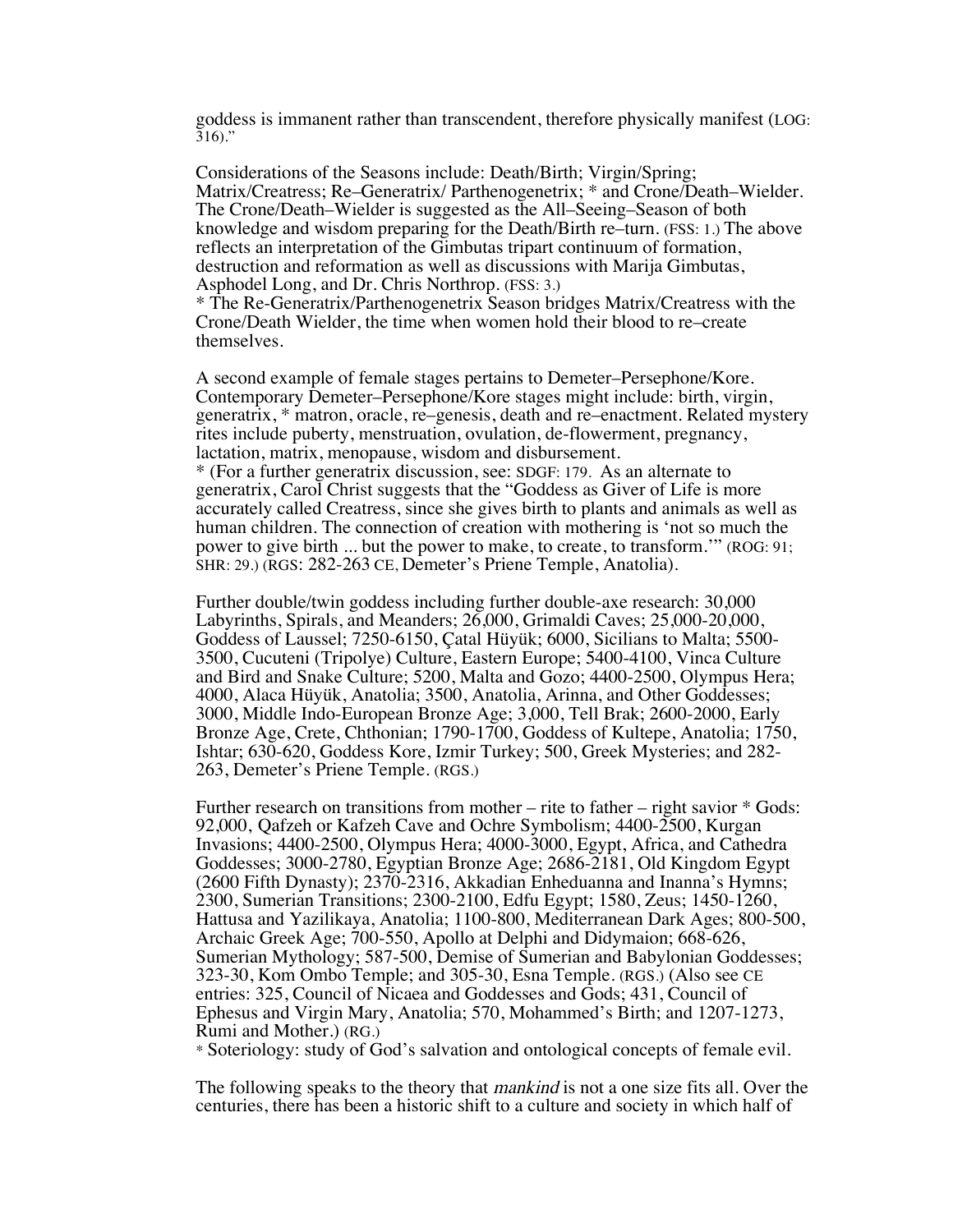goddess is immanent rather than transcendent, therefore physically manifest (LOG: 316)."

Considerations of the Seasons include: Death/Birth; Virgin/Spring; Matrix/Creatress; Re–Generatrix/ Parthenogenetrix; * and Crone/Death–Wielder. The Crone/Death–Wielder is suggested as the All–Seeing–Season of both knowledge and wisdom preparing for the Death/Birth re–turn. (FSS: 1.) The above reflects an interpretation of the Gimbutas tripart continuum of formation, destruction and reformation as well as discussions with Marija Gimbutas, Asphodel Long, and Dr. Chris Northrop. (FSS: 3.)
* The Re-Generatrix/Parthenogenetrix Season bridges Matrix/Creatress with the Crone/Death Wielder, the time when women hold their blood to re–create themselves.

A second example of female stages pertains to Demeter–Persephone/Kore. Contemporary Demeter–Persephone/Kore stages might include: birth, virgin, generatrix, * matron, oracle, re–genesis, death and re–enactment. Related mystery rites include puberty, menstruation, ovulation, de-flowerment, pregnancy, lactation, matrix, menopause, wisdom and disbursement.
* (For a further generatrix discussion, see: SDGF: 179. As an alternate to generatrix, Carol Christ suggests that the "Goddess as Giver of Life is more accurately called Creatress, since she gives birth to plants and animals as well as human children. The connection of creation with mothering is 'not so much the power to give birth ... but the power to make, to create, to transform.'" (ROG: 91; SHR: 29.) (RGS: 282-263 CE, Demeter's Priene Temple, Anatolia).

Further double/twin goddess including further double-axe research: 30,000 Labyrinths, Spirals, and Meanders; 26,000, Grimaldi Caves; 25,000-20,000, Goddess of Laussel; 7250-6150, Çatal Hüyük; 6000, Sicilians to Malta; 5500-3500, Cucuteni (Tripolye) Culture, Eastern Europe; 5400-4100, Vinca Culture and Bird and Snake Culture; 5200, Malta and Gozo; 4400-2500, Olympus Hera; 4000, Alaca Hüyük, Anatolia; 3500, Anatolia, Arinna, and Other Goddesses; 3000, Middle Indo-European Bronze Age; 3,000, Tell Brak; 2600-2000, Early Bronze Age, Crete, Chthonian; 1790-1700, Goddess of Kultepe, Anatolia; 1750, Ishtar; 630-620, Goddess Kore, Izmir Turkey; 500, Greek Mysteries; and 282-263, Demeter's Priene Temple. (RGS.)

Further research on transitions from mother – rite to father – right savior * Gods: 92,000, Qafzeh or Kafzeh Cave and Ochre Symbolism; 4400-2500, Kurgan Invasions; 4400-2500, Olympus Hera; 4000-3000, Egypt, Africa, and Cathedra Goddesses; 3000-2780, Egyptian Bronze Age; 2686-2181, Old Kingdom Egypt (2600 Fifth Dynasty); 2370-2316, Akkadian Enheduanna and Inanna's Hymns; 2300, Sumerian Transitions; 2300-2100, Edfu Egypt; 1580, Zeus; 1450-1260, Hattusa and Yazilikaya, Anatolia; 1100-800, Mediterranean Dark Ages; 800-500, Archaic Greek Age; 700-550, Apollo at Delphi and Didymaion; 668-626, Sumerian Mythology; 587-500, Demise of Sumerian and Babylonian Goddesses; 323-30, Kom Ombo Temple; and 305-30, Esna Temple. (RGS.) (Also see CE entries: 325, Council of Nicaea and Goddesses and Gods; 431, Council of Ephesus and Virgin Mary, Anatolia; 570, Mohammed's Birth; and 1207-1273, Rumi and Mother.) (RG.)
* Soteriology: study of God's salvation and ontological concepts of female evil.

The following speaks to the theory that *mankind* is not a one size fits all. Over the centuries, there has been a historic shift to a culture and society in which half of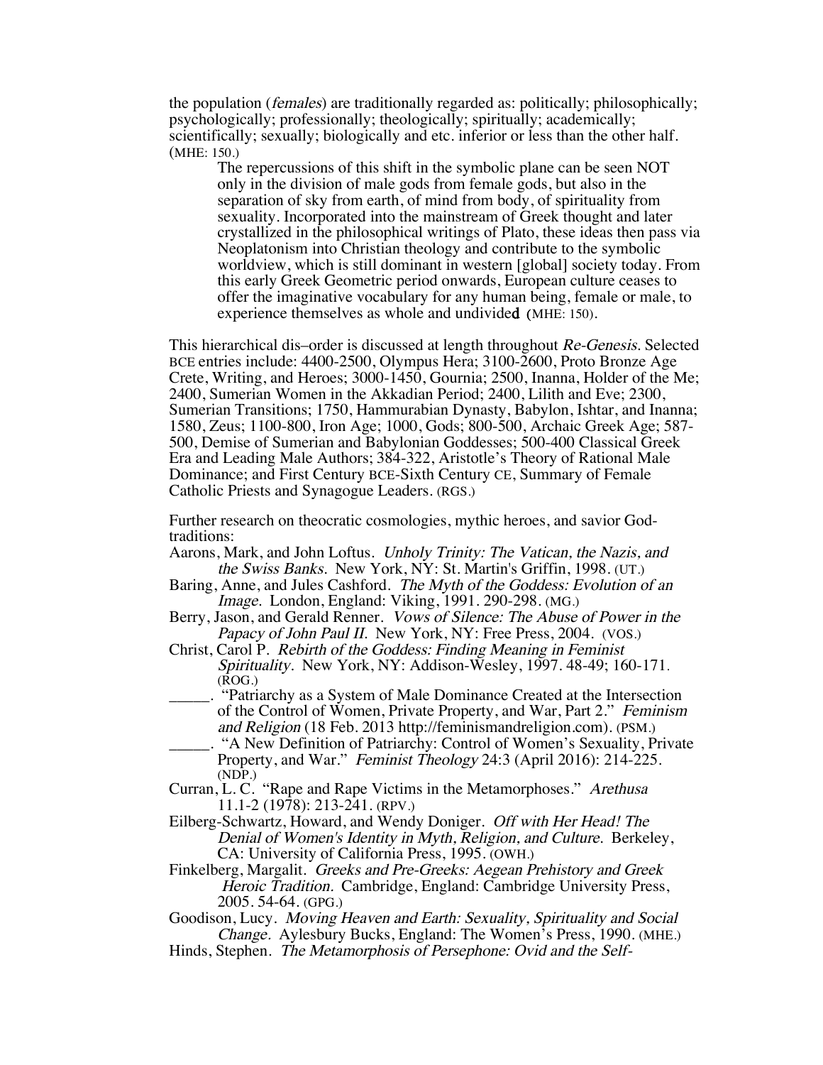the population (*females*) are traditionally regarded as: politically; philosophically; psychologically; professionally; theologically; spiritually; academically; scientifically; sexually; biologically and etc. inferior or less than the other half. (MHE: 150.)

> The repercussions of this shift in the symbolic plane can be seen NOT only in the division of male gods from female gods, but also in the separation of sky from earth, of mind from body, of spirituality from sexuality. Incorporated into the mainstream of Greek thought and later crystallized in the philosophical writings of Plato, these ideas then pass via Neoplatonism into Christian theology and contribute to the symbolic worldview, which is still dominant in western [global] society today. From this early Greek Geometric period onwards, European culture ceases to offer the imaginative vocabulary for any human being, female or male, to experience themselves as whole and undivided (MHE: 150).

This hierarchical dis–order is discussed at length throughout *Re-Genesis*. Selected BCE entries include: 4400-2500, Olympus Hera; 3100-2600, Proto Bronze Age Crete, Writing, and Heroes; 3000-1450, Gournia; 2500, Inanna, Holder of the Me; 2400, Sumerian Women in the Akkadian Period; 2400, Lilith and Eve; 2300, Sumerian Transitions; 1750, Hammurabian Dynasty, Babylon, Ishtar, and Inanna; 1580, Zeus; 1100-800, Iron Age; 1000, Gods; 800-500, Archaic Greek Age; 587-500, Demise of Sumerian and Babylonian Goddesses; 500-400 Classical Greek Era and Leading Male Authors; 384-322, Aristotle's Theory of Rational Male Dominance; and First Century BCE-Sixth Century CE, Summary of Female Catholic Priests and Synagogue Leaders. (RGS.)

Further research on theocratic cosmologies, mythic heroes, and savior God-traditions:

Aarons, Mark, and John Loftus. *Unholy Trinity: The Vatican, the Nazis, and the Swiss Banks.* New York, NY: St. Martin's Griffin, 1998. (UT.)

Baring, Anne, and Jules Cashford. *The Myth of the Goddess: Evolution of an Image.* London, England: Viking, 1991. 290-298. (MG.)

Berry, Jason, and Gerald Renner. *Vows of Silence: The Abuse of Power in the Papacy of John Paul II.* New York, NY: Free Press, 2004. (VOS.)

Christ, Carol P. *Rebirth of the Goddess: Finding Meaning in Feminist Spirituality.* New York, NY: Addison-Wesley, 1997. 48-49; 160-171. (ROG.)

_____. "Patriarchy as a System of Male Dominance Created at the Intersection of the Control of Women, Private Property, and War, Part 2." *Feminism and Religion* (18 Feb. 2013 http://feminismandreligion.com). (PSM.)

_____. "A New Definition of Patriarchy: Control of Women's Sexuality, Private Property, and War." *Feminist Theology* 24:3 (April 2016): 214-225. (NDP.)

Curran, L. C. "Rape and Rape Victims in the Metamorphoses." *Arethusa* 11.1-2 (1978): 213-241. (RPV.)

Eilberg-Schwartz, Howard, and Wendy Doniger. *Off with Her Head! The Denial of Women's Identity in Myth, Religion, and Culture.* Berkeley, CA: University of California Press, 1995. (OWH.)

Finkelberg, Margalit. *Greeks and Pre-Greeks: Aegean Prehistory and Greek Heroic Tradition.* Cambridge, England: Cambridge University Press, 2005. 54-64. (GPG.)

Goodison, Lucy. *Moving Heaven and Earth: Sexuality, Spirituality and Social Change.* Aylesbury Bucks, England: The Women's Press, 1990. (MHE.)

Hinds, Stephen. *The Metamorphosis of Persephone: Ovid and the Self-*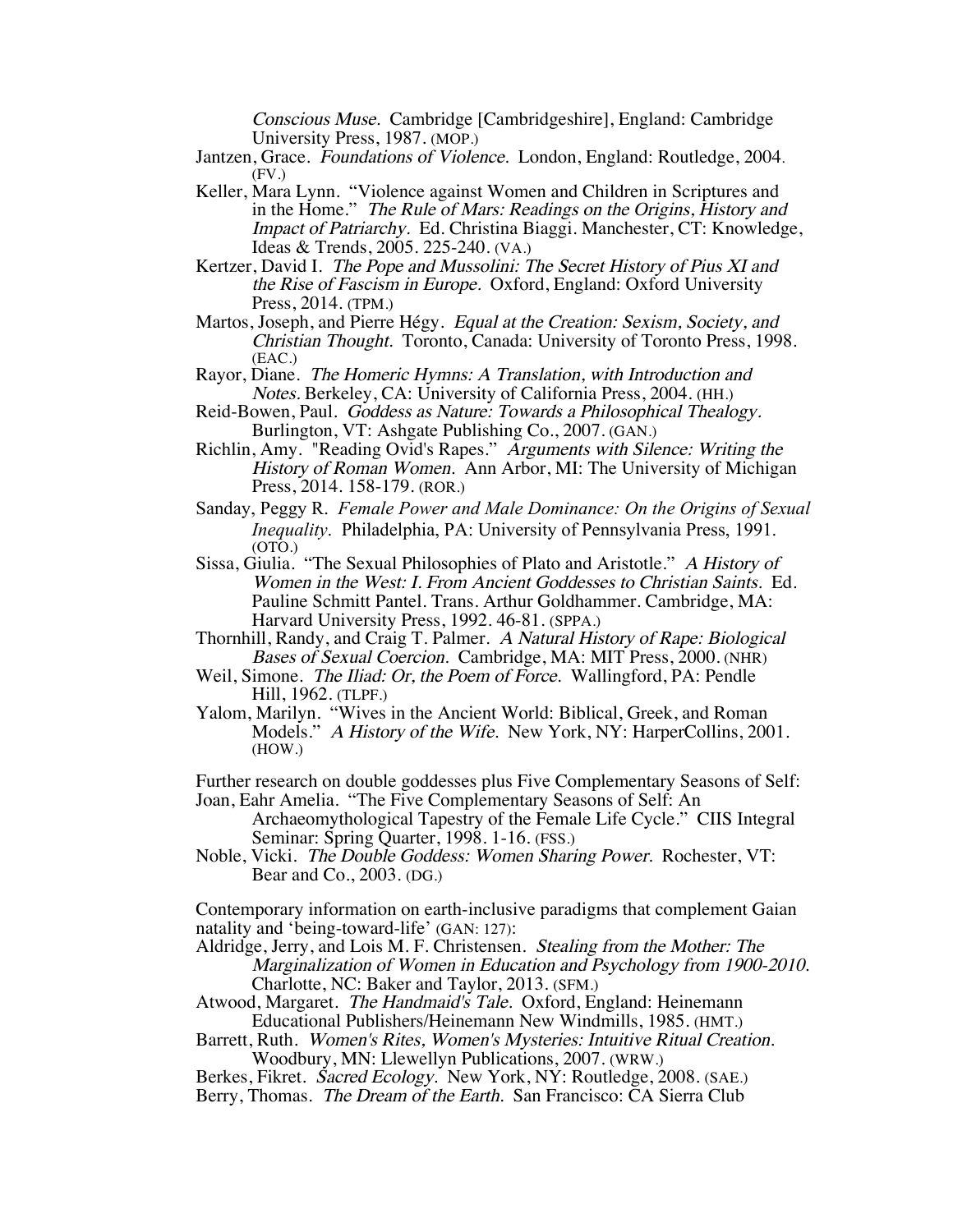*Conscious Muse.* Cambridge [Cambridgeshire], England: Cambridge University Press, 1987. (MOP.)

Jantzen, Grace. *Foundations of Violence.* London, England: Routledge, 2004. (FV.)

Keller, Mara Lynn. "Violence against Women and Children in Scriptures and in the Home." *The Rule of Mars: Readings on the Origins, History and Impact of Patriarchy.* Ed. Christina Biaggi. Manchester, CT: Knowledge, Ideas & Trends, 2005. 225-240. (VA.)

Kertzer, David I. *The Pope and Mussolini: The Secret History of Pius XI and the Rise of Fascism in Europe.* Oxford, England: Oxford University Press, 2014. (TPM.)

Martos, Joseph, and Pierre Hégy. *Equal at the Creation: Sexism, Society, and Christian Thought.* Toronto, Canada: University of Toronto Press, 1998. (EAC.)

Rayor, Diane. *The Homeric Hymns: A Translation, with Introduction and Notes.* Berkeley, CA: University of California Press, 2004. (HH.)

Reid-Bowen, Paul. *Goddess as Nature: Towards a Philosophical Thealogy.* Burlington, VT: Ashgate Publishing Co., 2007. (GAN.)

Richlin, Amy. "Reading Ovid's Rapes." *Arguments with Silence: Writing the History of Roman Women.* Ann Arbor, MI: The University of Michigan Press, 2014. 158-179. (ROR.)

Sanday, Peggy R. *Female Power and Male Dominance: On the Origins of Sexual Inequality.* Philadelphia, PA: University of Pennsylvania Press, 1991. (OTO.)

Sissa, Giulia. "The Sexual Philosophies of Plato and Aristotle." *A History of Women in the West: I. From Ancient Goddesses to Christian Saints.* Ed. Pauline Schmitt Pantel. Trans. Arthur Goldhammer. Cambridge, MA: Harvard University Press, 1992. 46-81. (SPPA.)

Thornhill, Randy, and Craig T. Palmer. *A Natural History of Rape: Biological Bases of Sexual Coercion.* Cambridge, MA: MIT Press, 2000. (NHR)

Weil, Simone. *The Iliad: Or, the Poem of Force.* Wallingford, PA: Pendle Hill, 1962. (TLPF.)

Yalom, Marilyn. "Wives in the Ancient World: Biblical, Greek, and Roman Models." *A History of the Wife.* New York, NY: HarperCollins, 2001. (HOW.)

Further research on double goddesses plus Five Complementary Seasons of Self:

Joan, Eahr Amelia. "The Five Complementary Seasons of Self: An Archaeomythological Tapestry of the Female Life Cycle." CIIS Integral Seminar: Spring Quarter, 1998. 1-16. (FSS.)

Noble, Vicki. *The Double Goddess: Women Sharing Power.* Rochester, VT: Bear and Co., 2003. (DG.)

Contemporary information on earth-inclusive paradigms that complement Gaian natality and 'being-toward-life' (GAN: 127):

Aldridge, Jerry, and Lois M. F. Christensen. *Stealing from the Mother: The Marginalization of Women in Education and Psychology from 1900-2010.* Charlotte, NC: Baker and Taylor, 2013. (SFM.)

Atwood, Margaret. *The Handmaid's Tale.* Oxford, England: Heinemann Educational Publishers/Heinemann New Windmills, 1985. (HMT.)

Barrett, Ruth. *Women's Rites, Women's Mysteries: Intuitive Ritual Creation.* Woodbury, MN: Llewellyn Publications, 2007. (WRW.)

Berkes, Fikret. *Sacred Ecology.* New York, NY: Routledge, 2008. (SAE.)

Berry, Thomas. *The Dream of the Earth.* San Francisco: CA Sierra Club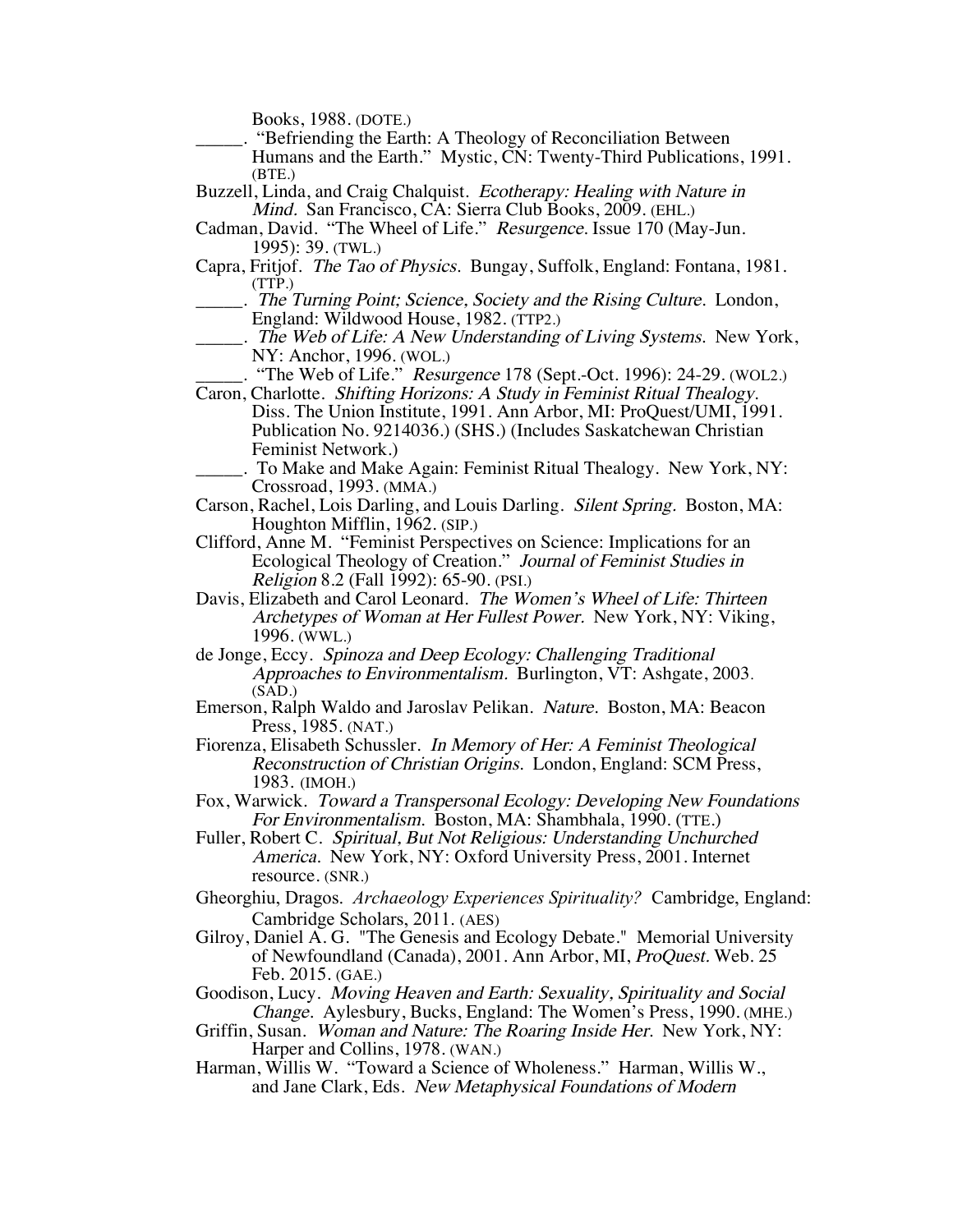Books, 1988. (DOTE.)

_____. "Befriending the Earth: A Theology of Reconciliation Between Humans and the Earth." Mystic, CN: Twenty-Third Publications, 1991. (BTE.)

Buzzell, Linda, and Craig Chalquist. *Ecotherapy: Healing with Nature in Mind.* San Francisco, CA: Sierra Club Books, 2009. (EHL.)

Cadman, David. "The Wheel of Life." *Resurgence.* Issue 170 (May-Jun. 1995): 39. (TWL.)

Capra, Fritjof. *The Tao of Physics.* Bungay, Suffolk, England: Fontana, 1981. (TTP.)

_____. *The Turning Point; Science, Society and the Rising Culture.* London, England: Wildwood House, 1982. (TTP2.)

_____. *The Web of Life: A New Understanding of Living Systems.* New York, NY: Anchor, 1996. (WOL.)

_____. "The Web of Life." *Resurgence* 178 (Sept.-Oct. 1996): 24-29. (WOL2.)

Caron, Charlotte. *Shifting Horizons: A Study in Feminist Ritual Thealogy.* Diss. The Union Institute, 1991. Ann Arbor, MI: ProQuest/UMI, 1991. Publication No. 9214036.) (SHS.) (Includes Saskatchewan Christian Feminist Network.)

_____. To Make and Make Again: Feminist Ritual Thealogy. New York, NY: Crossroad, 1993. (MMA.)

Carson, Rachel, Lois Darling, and Louis Darling. *Silent Spring.* Boston, MA: Houghton Mifflin, 1962. (SIP.)

Clifford, Anne M. "Feminist Perspectives on Science: Implications for an Ecological Theology of Creation." *Journal of Feminist Studies in Religion* 8.2 (Fall 1992): 65-90. (PSI.)

Davis, Elizabeth and Carol Leonard. *The Women's Wheel of Life: Thirteen Archetypes of Woman at Her Fullest Power.* New York, NY: Viking, 1996. (WWL.)

de Jonge, Eccy. *Spinoza and Deep Ecology: Challenging Traditional Approaches to Environmentalism.* Burlington, VT: Ashgate, 2003. (SAD.)

Emerson, Ralph Waldo and Jaroslav Pelikan. *Nature.* Boston, MA: Beacon Press, 1985. (NAT.)

Fiorenza, Elisabeth Schussler. *In Memory of Her: A Feminist Theological Reconstruction of Christian Origins.* London, England: SCM Press, 1983. (IMOH.)

Fox, Warwick. *Toward a Transpersonal Ecology: Developing New Foundations For Environmentalism.* Boston, MA: Shambhala, 1990. (TTE.)

Fuller, Robert C. *Spiritual, But Not Religious: Understanding Unchurched America.* New York, NY: Oxford University Press, 2001. Internet resource. (SNR.)

Gheorghiu, Dragos. *Archaeology Experiences Spirituality?* Cambridge, England: Cambridge Scholars, 2011. (AES)

Gilroy, Daniel A. G. "The Genesis and Ecology Debate." Memorial University of Newfoundland (Canada), 2001. Ann Arbor, MI, *ProQuest.* Web. 25 Feb. 2015. (GAE.)

Goodison, Lucy. *Moving Heaven and Earth: Sexuality, Spirituality and Social Change.* Aylesbury, Bucks, England: The Women's Press, 1990. (MHE.)

Griffin, Susan. *Woman and Nature: The Roaring Inside Her.* New York, NY: Harper and Collins, 1978. (WAN.)

Harman, Willis W. "Toward a Science of Wholeness." Harman, Willis W., and Jane Clark, Eds. *New Metaphysical Foundations of Modern*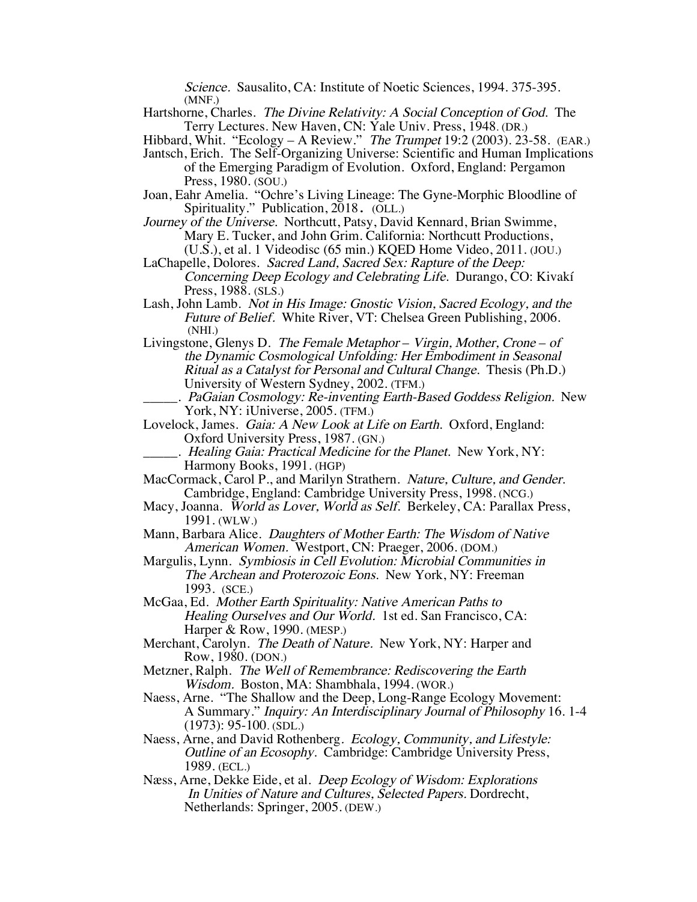*Science.* Sausalito, CA: Institute of Noetic Sciences, 1994. 375-395. (MNF.)

Hartshorne, Charles. *The Divine Relativity: A Social Conception of God.* The Terry Lectures. New Haven, CN: Yale Univ. Press, 1948. (DR.)

Hibbard, Whit. "Ecology – A Review." *The Trumpet* 19:2 (2003). 23-58. (EAR.)

Jantsch, Erich. The Self-Organizing Universe: Scientific and Human Implications of the Emerging Paradigm of Evolution. Oxford, England: Pergamon Press, 1980. (SOU.)

Joan, Eahr Amelia. "Ochre's Living Lineage: The Gyne-Morphic Bloodline of Spirituality." Publication, 2018. (OLL.)

*Journey of the Universe.* Northcutt, Patsy, David Kennard, Brian Swimme, Mary E. Tucker, and John Grim. California: Northcutt Productions, (U.S.), et al. 1 Videodisc (65 min.) KQED Home Video, 2011. (JOU.)

LaChapelle, Dolores. *Sacred Land, Sacred Sex: Rapture of the Deep: Concerning Deep Ecology and Celebrating Life.* Durango, CO: Kivakí Press, 1988. (SLS.)

Lash, John Lamb. *Not in His Image: Gnostic Vision, Sacred Ecology, and the Future of Belief.* White River, VT: Chelsea Green Publishing, 2006. (NHI.)

Livingstone, Glenys D. *The Female Metaphor – Virgin, Mother, Crone – of the Dynamic Cosmological Unfolding: Her Embodiment in Seasonal Ritual as a Catalyst for Personal and Cultural Change.* Thesis (Ph.D.) University of Western Sydney, 2002. (TFM.)

_____. *PaGaian Cosmology: Re-inventing Earth-Based Goddess Religion.* New York, NY: iUniverse, 2005. (TFM.)

Lovelock, James. *Gaia: A New Look at Life on Earth.* Oxford, England: Oxford University Press, 1987. (GN.)

_____. *Healing Gaia: Practical Medicine for the Planet.* New York, NY: Harmony Books, 1991. (HGP)

MacCormack, Carol P., and Marilyn Strathern. *Nature, Culture, and Gender.* Cambridge, England: Cambridge University Press, 1998. (NCG.)

Macy, Joanna. *World as Lover, World as Self.* Berkeley, CA: Parallax Press, 1991. (WLW.)

Mann, Barbara Alice. *Daughters of Mother Earth: The Wisdom of Native American Women.* Westport, CN: Praeger, 2006. (DOM.)

Margulis, Lynn. *Symbiosis in Cell Evolution: Microbial Communities in The Archean and Proterozoic Eons.* New York, NY: Freeman 1993. (SCE.)

McGaa, Ed. *Mother Earth Spirituality: Native American Paths to Healing Ourselves and Our World.* 1st ed. San Francisco, CA: Harper & Row, 1990. (MESP.)

Merchant, Carolyn. *The Death of Nature.* New York, NY: Harper and Row, 1980. (DON.)

Metzner, Ralph. *The Well of Remembrance: Rediscovering the Earth Wisdom.* Boston, MA: Shambhala, 1994. (WOR.)

Naess, Arne. "The Shallow and the Deep, Long-Range Ecology Movement: A Summary." *Inquiry: An Interdisciplinary Journal of Philosophy* 16. 1-4 (1973): 95-100. (SDL.)

Naess, Arne, and David Rothenberg. *Ecology, Community, and Lifestyle: Outline of an Ecosophy.* Cambridge: Cambridge University Press, 1989. (ECL.)

Næss, Arne, Dekke Eide, et al. *Deep Ecology of Wisdom: Explorations In Unities of Nature and Cultures, Selected Papers.* Dordrecht, Netherlands: Springer, 2005. (DEW.)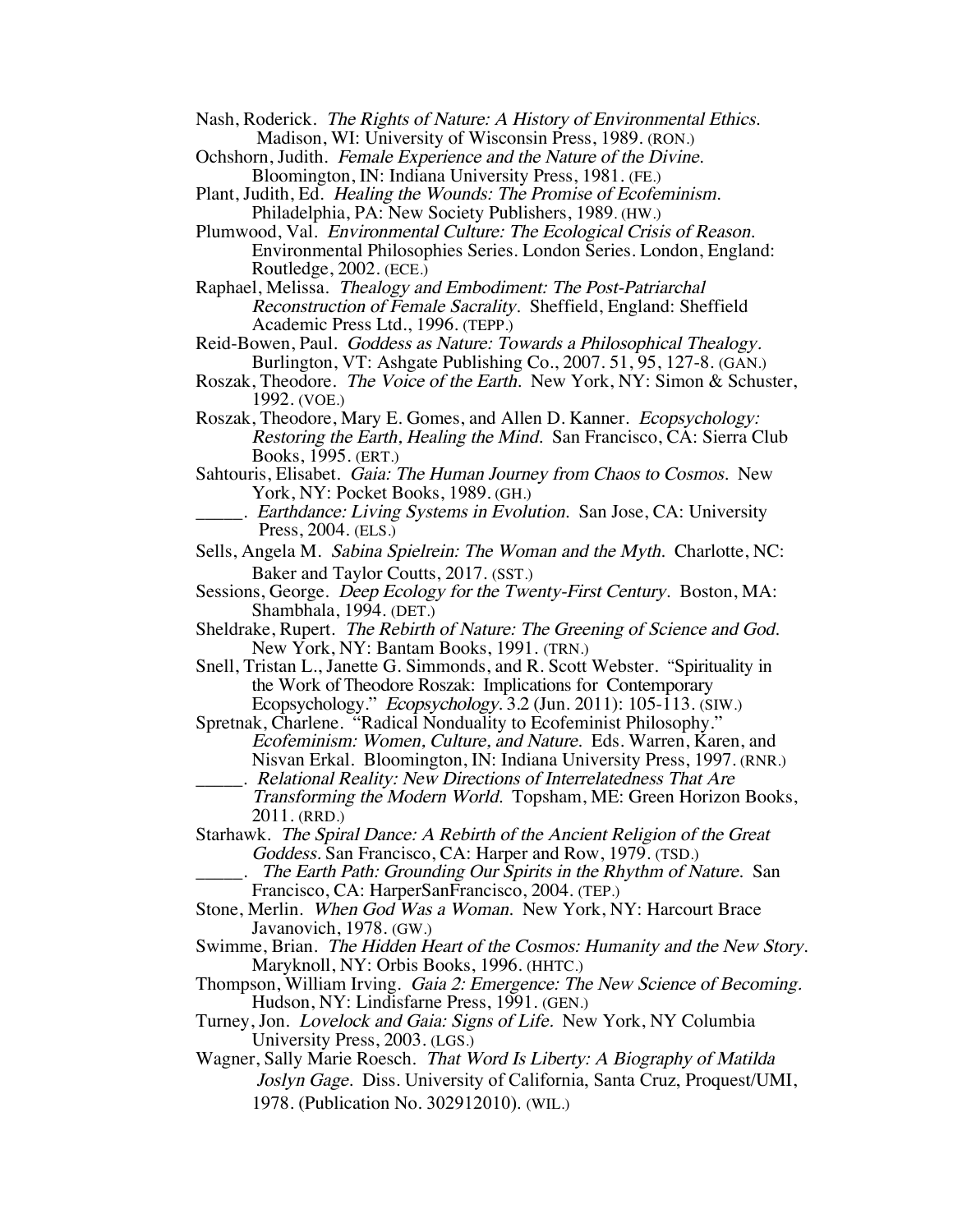Nash, Roderick. *The Rights of Nature: A History of Environmental Ethics.* Madison, WI: University of Wisconsin Press, 1989. (RON.)

Ochshorn, Judith. *Female Experience and the Nature of the Divine.* Bloomington, IN: Indiana University Press, 1981. (FE.)

Plant, Judith, Ed. *Healing the Wounds: The Promise of Ecofeminism.* Philadelphia, PA: New Society Publishers, 1989. (HW.)

Plumwood, Val. *Environmental Culture: The Ecological Crisis of Reason.* Environmental Philosophies Series. London Series. London, England: Routledge, 2002. (ECE.)

Raphael, Melissa. *Thealogy and Embodiment: The Post-Patriarchal Reconstruction of Female Sacrality.* Sheffield, England: Sheffield Academic Press Ltd., 1996. (TEPP.)

Reid-Bowen, Paul. *Goddess as Nature: Towards a Philosophical Thealogy.* Burlington, VT: Ashgate Publishing Co., 2007. 51, 95, 127-8. (GAN.)

Roszak, Theodore. *The Voice of the Earth.* New York, NY: Simon & Schuster, 1992. (VOE.)

Roszak, Theodore, Mary E. Gomes, and Allen D. Kanner. *Ecopsychology: Restoring the Earth, Healing the Mind.* San Francisco, CA: Sierra Club Books, 1995. (ERT.)

Sahtouris, Elisabet. *Gaia: The Human Journey from Chaos to Cosmos.* New York, NY: Pocket Books, 1989. (GH.)

_____. *Earthdance: Living Systems in Evolution.* San Jose, CA: University Press, 2004. (ELS.)

Sells, Angela M. *Sabina Spielrein: The Woman and the Myth.* Charlotte, NC: Baker and Taylor Coutts, 2017. (SST.)

Sessions, George. *Deep Ecology for the Twenty-First Century.* Boston, MA: Shambhala, 1994. (DET.)

Sheldrake, Rupert. *The Rebirth of Nature: The Greening of Science and God.* New York, NY: Bantam Books, 1991. (TRN.)

Snell, Tristan L., Janette G. Simmonds, and R. Scott Webster. "Spirituality in the Work of Theodore Roszak: Implications for Contemporary Ecopsychology." *Ecopsychology.* 3.2 (Jun. 2011): 105-113. (SIW.)

Spretnak, Charlene. "Radical Nonduality to Ecofeminist Philosophy." *Ecofeminism: Women, Culture, and Nature.* Eds. Warren, Karen, and Nisvan Erkal. Bloomington, IN: Indiana University Press, 1997. (RNR.)

_____. *Relational Reality: New Directions of Interrelatedness That Are Transforming the Modern World.* Topsham, ME: Green Horizon Books, 2011. (RRD.)

Starhawk. *The Spiral Dance: A Rebirth of the Ancient Religion of the Great Goddess.* San Francisco, CA: Harper and Row, 1979. (TSD.)

_____. *The Earth Path: Grounding Our Spirits in the Rhythm of Nature.* San Francisco, CA: HarperSanFrancisco, 2004. (TEP.)

Stone, Merlin. *When God Was a Woman.* New York, NY: Harcourt Brace Javanovich, 1978. (GW.)

Swimme, Brian. *The Hidden Heart of the Cosmos: Humanity and the New Story.* Maryknoll, NY: Orbis Books, 1996. (HHTC.)

Thompson, William Irving. *Gaia 2: Emergence: The New Science of Becoming.* Hudson, NY: Lindisfarne Press, 1991. (GEN.)

Turney, Jon. *Lovelock and Gaia: Signs of Life.* New York, NY Columbia University Press, 2003. (LGS.)

Wagner, Sally Marie Roesch. *That Word Is Liberty: A Biography of Matilda Joslyn Gage.* Diss. University of California, Santa Cruz, Proquest/UMI, 1978. (Publication No. 302912010). (WIL.)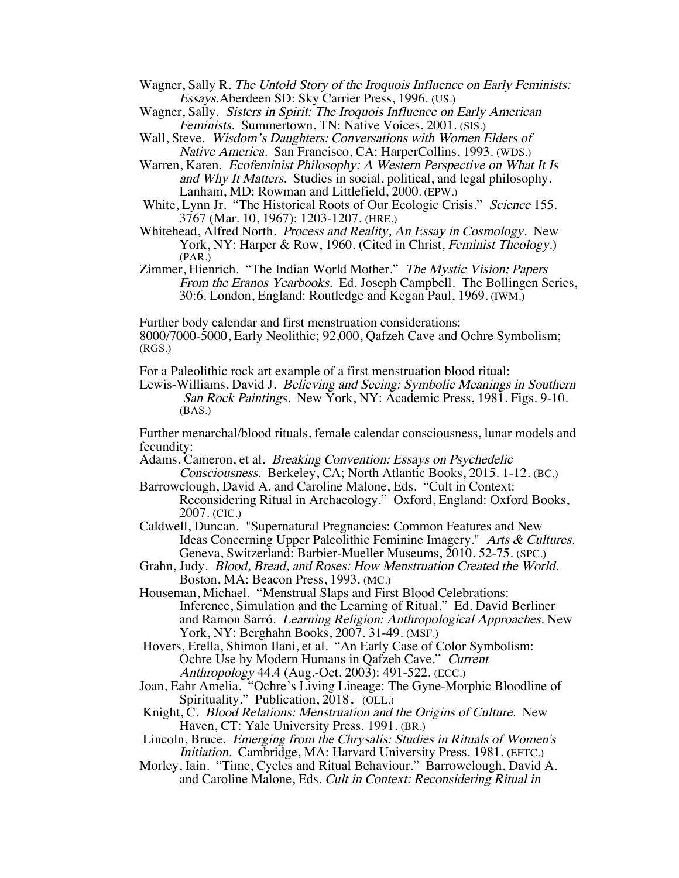Wagner, Sally R. *The Untold Story of the Iroquois Influence on Early Feminists: Essays.*Aberdeen SD: Sky Carrier Press, 1996. (US.)

Wagner, Sally. *Sisters in Spirit: The Iroquois Influence on Early American Feminists.* Summertown, TN: Native Voices, 2001. (SIS.)

Wall, Steve. *Wisdom's Daughters: Conversations with Women Elders of Native America.* San Francisco, CA: HarperCollins, 1993. (WDS.)

Warren, Karen. *Ecofeminist Philosophy: A Western Perspective on What It Is and Why It Matters.* Studies in social, political, and legal philosophy. Lanham, MD: Rowman and Littlefield, 2000. (EPW.)

White, Lynn Jr. "The Historical Roots of Our Ecologic Crisis." *Science* 155. 3767 (Mar. 10, 1967): 1203-1207. (HRE.)

Whitehead, Alfred North. *Process and Reality, An Essay in Cosmology.* New York, NY: Harper & Row, 1960. (Cited in Christ, *Feminist Theology.*) (PAR.)

Zimmer, Hienrich. "The Indian World Mother." *The Mystic Vision; Papers From the Eranos Yearbooks.* Ed. Joseph Campbell. The Bollingen Series, 30:6. London, England: Routledge and Kegan Paul, 1969. (IWM.)

Further body calendar and first menstruation considerations:
8000/7000-5000, Early Neolithic; 92,000, Qafzeh Cave and Ochre Symbolism; (RGS.)

For a Paleolithic rock art example of a first menstruation blood ritual:

Lewis-Williams, David J. *Believing and Seeing: Symbolic Meanings in Southern San Rock Paintings.* New York, NY: Academic Press, 1981. Figs. 9-10. (BAS.)

Further menarchal/blood rituals, female calendar consciousness, lunar models and fecundity:

Adams, Cameron, et al. *Breaking Convention: Essays on Psychedelic Consciousness.* Berkeley, CA; North Atlantic Books, 2015. 1-12. (BC.)

Barrowclough, David A. and Caroline Malone, Eds. "Cult in Context: Reconsidering Ritual in Archaeology." Oxford, England: Oxford Books, 2007. (CIC.)

Caldwell, Duncan. "Supernatural Pregnancies: Common Features and New Ideas Concerning Upper Paleolithic Feminine Imagery." *Arts & Cultures.* Geneva, Switzerland: Barbier-Mueller Museums, 2010. 52-75. (SPC.)

Grahn, Judy. *Blood, Bread, and Roses: How Menstruation Created the World.* Boston, MA: Beacon Press, 1993. (MC.)

Houseman, Michael. "Menstrual Slaps and First Blood Celebrations: Inference, Simulation and the Learning of Ritual." Ed. David Berliner and Ramon Sarró. *Learning Religion: Anthropological Approaches.* New York, NY: Berghahn Books, 2007. 31-49. (MSF.)

Hovers, Erella, Shimon Ilani, et al. "An Early Case of Color Symbolism: Ochre Use by Modern Humans in Qafzeh Cave." *Current Anthropology* 44.4 (Aug.-Oct. 2003): 491-522. (ECC.)

Joan, Eahr Amelia. "Ochre's Living Lineage: The Gyne-Morphic Bloodline of Spirituality." Publication, 2018. (OLL.)

Knight, C. *Blood Relations: Menstruation and the Origins of Culture.* New Haven, CT: Yale University Press. 1991. (BR.)

Lincoln, Bruce. *Emerging from the Chrysalis: Studies in Rituals of Women's Initiation.* Cambridge, MA: Harvard University Press. 1981. (EFTC.)

Morley, Iain. "Time, Cycles and Ritual Behaviour." Barrowclough, David A. and Caroline Malone, Eds. *Cult in Context: Reconsidering Ritual in*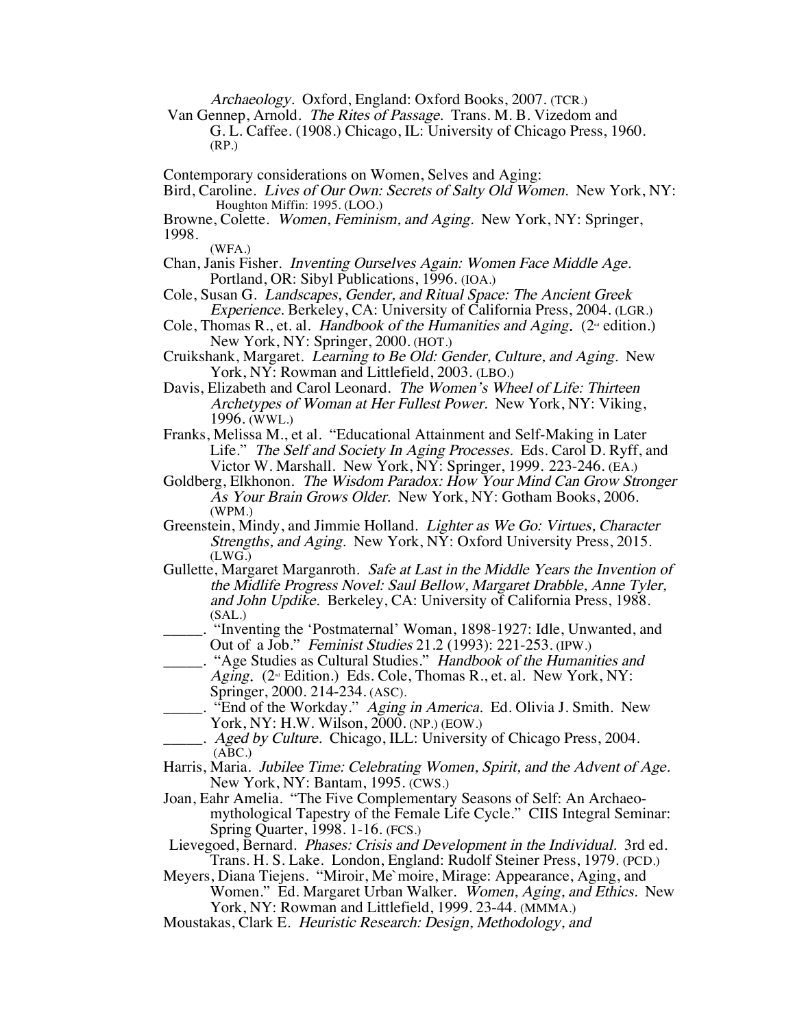*Archaeology*. Oxford, England: Oxford Books, 2007. (TCR.)

Van Gennep, Arnold. *The Rites of Passage.* Trans. M. B. Vizedom and G. L. Caffee. (1908.) Chicago, IL: University of Chicago Press, 1960. (RP.)

Contemporary considerations on Women, Selves and Aging:

Bird, Caroline. *Lives of Our Own: Secrets of Salty Old Women.* New York, NY: Houghton Miffin: 1995. (LOO.)

Browne, Colette. *Women, Feminism, and Aging.* New York, NY: Springer, 1998. (WFA.)

Chan, Janis Fisher. *Inventing Ourselves Again: Women Face Middle Age.* Portland, OR: Sibyl Publications, 1996. (IOA.)

Cole, Susan G. *Landscapes, Gender, and Ritual Space: The Ancient Greek Experience.* Berkeley, CA: University of California Press, 2004. (LGR.)

Cole, Thomas R., et. al. *Handbook of the Humanities and Aging.* (2nd edition.) New York, NY: Springer, 2000. (HOT.)

Cruikshank, Margaret. *Learning to Be Old: Gender, Culture, and Aging.* New York, NY: Rowman and Littlefield, 2003. (LBO.)

Davis, Elizabeth and Carol Leonard. *The Women's Wheel of Life: Thirteen Archetypes of Woman at Her Fullest Power.* New York, NY: Viking, 1996. (WWL.)

Franks, Melissa M., et al. "Educational Attainment and Self-Making in Later Life." *The Self and Society In Aging Processes.* Eds. Carol D. Ryff, and Victor W. Marshall. New York, NY: Springer, 1999. 223-246. (EA.)

Goldberg, Elkhonon. *The Wisdom Paradox: How Your Mind Can Grow Stronger As Your Brain Grows Older.* New York, NY: Gotham Books, 2006. (WPM.)

Greenstein, Mindy, and Jimmie Holland. *Lighter as We Go: Virtues, Character Strengths, and Aging.* New York, NY: Oxford University Press, 2015. (LWG.)

Gullette, Margaret Marganroth. *Safe at Last in the Middle Years the Invention of the Midlife Progress Novel: Saul Bellow, Margaret Drabble, Anne Tyler, and John Updike.* Berkeley, CA: University of California Press, 1988. (SAL.)

_____. "Inventing the 'Postmaternal' Woman, 1898-1927: Idle, Unwanted, and Out of a Job." *Feminist Studies* 21.2 (1993): 221-253. (IPW.)

_____. "Age Studies as Cultural Studies." *Handbook of the Humanities and Aging.* (2nd Edition.) Eds. Cole, Thomas R., et. al. New York, NY: Springer, 2000. 214-234. (ASC).

_____. "End of the Workday." *Aging in America.* Ed. Olivia J. Smith. New York, NY: H.W. Wilson, 2000. (NP.) (EOW.)

_____. *Aged by Culture.* Chicago, ILL: University of Chicago Press, 2004. (ABC.)

Harris, Maria. *Jubilee Time: Celebrating Women, Spirit, and the Advent of Age.* New York, NY: Bantam, 1995. (CWS.)

Joan, Eahr Amelia. "The Five Complementary Seasons of Self: An Archaeo-mythological Tapestry of the Female Life Cycle." CIIS Integral Seminar: Spring Quarter, 1998. 1-16. (FCS.)

Lievegoed, Bernard. *Phases: Crisis and Development in the Individual.* 3rd ed. Trans. H. S. Lake. London, England: Rudolf Steiner Press, 1979. (PCD.)

Meyers, Diana Tiejens. "Miroir, Me`moire, Mirage: Appearance, Aging, and Women." Ed. Margaret Urban Walker. *Women, Aging, and Ethics.* New York, NY: Rowman and Littlefield, 1999. 23-44. (MMMA.)

Moustakas, Clark E. *Heuristic Research: Design, Methodology, and*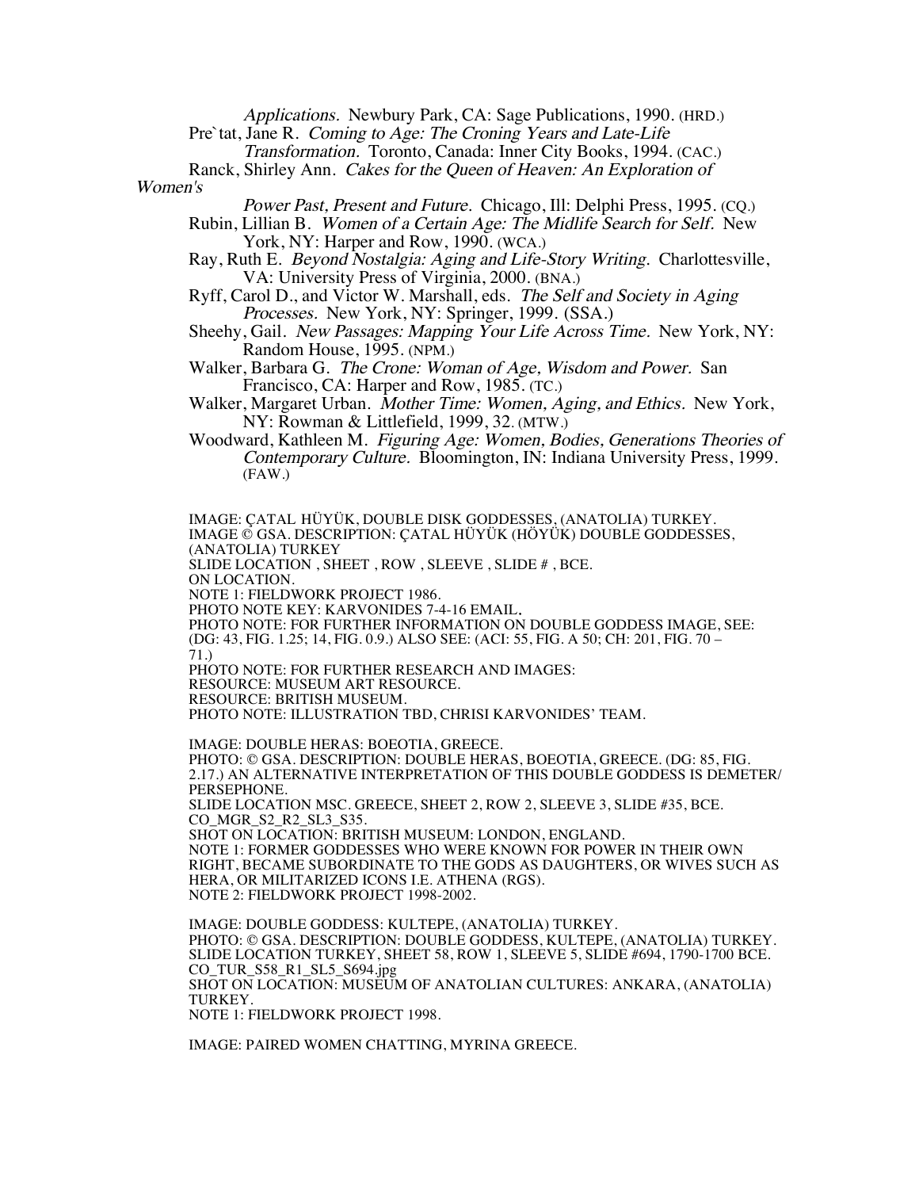*Applications.* Newbury Park, CA: Sage Publications, 1990. (HRD.)

Pre`tat, Jane R. *Coming to Age: The Croning Years and Late-Life Transformation.* Toronto, Canada: Inner City Books, 1994. (CAC.)

Ranck, Shirley Ann. *Cakes for the Queen of Heaven: An Exploration of Women's Power Past, Present and Future.* Chicago, Ill: Delphi Press, 1995. (CQ.)

Rubin, Lillian B. *Women of a Certain Age: The Midlife Search for Self.* New York, NY: Harper and Row, 1990. (WCA.)

Ray, Ruth E. *Beyond Nostalgia: Aging and Life-Story Writing.* Charlottesville, VA: University Press of Virginia, 2000. (BNA.)

Ryff, Carol D., and Victor W. Marshall, eds. *The Self and Society in Aging Processes.* New York, NY: Springer, 1999. (SSA.)

Sheehy, Gail. *New Passages: Mapping Your Life Across Time.* New York, NY: Random House, 1995. (NPM.)

Walker, Barbara G. *The Crone: Woman of Age, Wisdom and Power.* San Francisco, CA: Harper and Row, 1985. (TC.)

Walker, Margaret Urban. *Mother Time: Women, Aging, and Ethics.* New York, NY: Rowman & Littlefield, 1999, 32. (MTW.)

Woodward, Kathleen M. *Figuring Age: Women, Bodies, Generations Theories of Contemporary Culture.* Bloomington, IN: Indiana University Press, 1999. (FAW.)

IMAGE: ÇATAL HÜYÜK, DOUBLE DISK GODDESSES, (ANATOLIA) TURKEY.
IMAGE © GSA. DESCRIPTION: ÇATAL HÜYÜK (HÖYÜK) DOUBLE GODDESSES, (ANATOLIA) TURKEY
SLIDE LOCATION , SHEET , ROW , SLEEVE , SLIDE # , BCE.
ON LOCATION.
NOTE 1: FIELDWORK PROJECT 1986.
PHOTO NOTE KEY: KARVONIDES 7-4-16 EMAIL.
PHOTO NOTE: FOR FURTHER INFORMATION ON DOUBLE GODDESS IMAGE, SEE: (DG: 43, FIG. 1.25; 14, FIG. 0.9.) ALSO SEE: (ACI: 55, FIG. A 50; CH: 201, FIG. 70 – 71.)
PHOTO NOTE: FOR FURTHER RESEARCH AND IMAGES:
RESOURCE: MUSEUM ART RESOURCE.
RESOURCE: BRITISH MUSEUM.
PHOTO NOTE: ILLUSTRATION TBD, CHRISI KARVONIDES' TEAM.

IMAGE: DOUBLE HERAS: BOEOTIA, GREECE.
PHOTO: © GSA. DESCRIPTION: DOUBLE HERAS, BOEOTIA, GREECE. (DG: 85, FIG. 2.17.) AN ALTERNATIVE INTERPRETATION OF THIS DOUBLE GODDESS IS DEMETER/ PERSEPHONE.
SLIDE LOCATION MSC. GREECE, SHEET 2, ROW 2, SLEEVE 3, SLIDE #35, BCE.
CO_MGR_S2_R2_SL3_S35.
SHOT ON LOCATION: BRITISH MUSEUM: LONDON, ENGLAND.
NOTE 1: FORMER GODDESSES WHO WERE KNOWN FOR POWER IN THEIR OWN RIGHT, BECAME SUBORDINATE TO THE GODS AS DAUGHTERS, OR WIVES SUCH AS HERA, OR MILITARIZED ICONS I.E. ATHENA (RGS).
NOTE 2: FIELDWORK PROJECT 1998-2002.

IMAGE: DOUBLE GODDESS: KULTEPE, (ANATOLIA) TURKEY.
PHOTO: © GSA. DESCRIPTION: DOUBLE GODDESS, KULTEPE, (ANATOLIA) TURKEY.
SLIDE LOCATION TURKEY, SHEET 58, ROW 1, SLEEVE 5, SLIDE #694, 1790-1700 BCE.
CO_TUR_S58_R1_SL5_S694.jpg
SHOT ON LOCATION: MUSEUM OF ANATOLIAN CULTURES: ANKARA, (ANATOLIA) TURKEY.
NOTE 1: FIELDWORK PROJECT 1998.

IMAGE: PAIRED WOMEN CHATTING, MYRINA GREECE.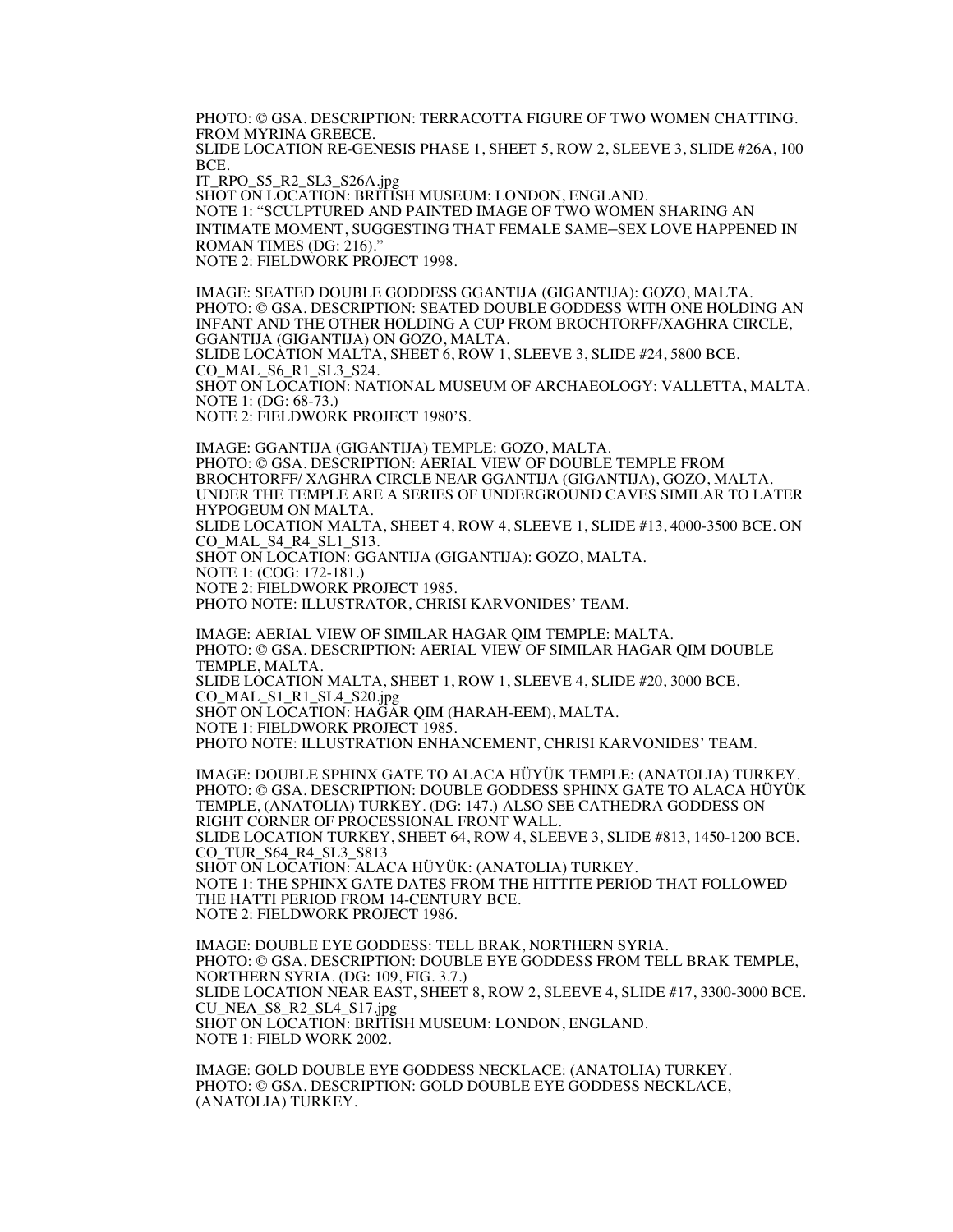PHOTO: © GSA. DESCRIPTION: TERRACOTTA FIGURE OF TWO WOMEN CHATTING. FROM MYRINA GREECE.
SLIDE LOCATION RE-GENESIS PHASE 1, SHEET 5, ROW 2, SLEEVE 3, SLIDE #26A, 100 BCE.
IT_RPO_S5_R2_SL3_S26A.jpg
SHOT ON LOCATION: BRITISH MUSEUM: LONDON, ENGLAND.
NOTE 1: "SCULPTURED AND PAINTED IMAGE OF TWO WOMEN SHARING AN INTIMATE MOMENT, SUGGESTING THAT FEMALE SAME–SEX LOVE HAPPENED IN ROMAN TIMES (DG: 216)."
NOTE 2: FIELDWORK PROJECT 1998.

IMAGE: SEATED DOUBLE GODDESS GGANTIJA (GIGANTIJA): GOZO, MALTA.
PHOTO: © GSA. DESCRIPTION: SEATED DOUBLE GODDESS WITH ONE HOLDING AN INFANT AND THE OTHER HOLDING A CUP FROM BROCHTORFF/XAGHRA CIRCLE, GGANTIJA (GIGANTIJA) ON GOZO, MALTA.
SLIDE LOCATION MALTA, SHEET 6, ROW 1, SLEEVE 3, SLIDE #24, 5800 BCE.
CO_MAL_S6_R1_SL3_S24.
SHOT ON LOCATION: NATIONAL MUSEUM OF ARCHAEOLOGY: VALLETTA, MALTA.
NOTE 1: (DG: 68-73.)
NOTE 2: FIELDWORK PROJECT 1980'S.

IMAGE: GGANTIJA (GIGANTIJA) TEMPLE: GOZO, MALTA.
PHOTO: © GSA. DESCRIPTION: AERIAL VIEW OF DOUBLE TEMPLE FROM BROCHTORFF/ XAGHRA CIRCLE NEAR GGANTIJA (GIGANTIJA), GOZO, MALTA. UNDER THE TEMPLE ARE A SERIES OF UNDERGROUND CAVES SIMILAR TO LATER HYPOGEUM ON MALTA.
SLIDE LOCATION MALTA, SHEET 4, ROW 4, SLEEVE 1, SLIDE #13, 4000-3500 BCE. ON CO_MAL_S4_R4_SL1_S13.
SHOT ON LOCATION: GGANTIJA (GIGANTIJA): GOZO, MALTA.
NOTE 1: (COG: 172-181.)
NOTE 2: FIELDWORK PROJECT 1985.
PHOTO NOTE: ILLUSTRATOR, CHRISI KARVONIDES' TEAM.

IMAGE: AERIAL VIEW OF SIMILAR HAGAR QIM TEMPLE: MALTA.
PHOTO: © GSA. DESCRIPTION: AERIAL VIEW OF SIMILAR HAGAR QIM DOUBLE TEMPLE, MALTA.
SLIDE LOCATION MALTA, SHEET 1, ROW 1, SLEEVE 4, SLIDE #20, 3000 BCE.
CO_MAL_S1_R1_SL4_S20.jpg
SHOT ON LOCATION: HAGAR QIM (HARAH-EEM), MALTA.
NOTE 1: FIELDWORK PROJECT 1985.
PHOTO NOTE: ILLUSTRATION ENHANCEMENT, CHRISI KARVONIDES' TEAM.

IMAGE: DOUBLE SPHINX GATE TO ALACA HÜYÜK TEMPLE: (ANATOLIA) TURKEY.
PHOTO: © GSA. DESCRIPTION: DOUBLE GODDESS SPHINX GATE TO ALACA HÜYÜK TEMPLE, (ANATOLIA) TURKEY. (DG: 147.) ALSO SEE CATHEDRA GODDESS ON RIGHT CORNER OF PROCESSIONAL FRONT WALL.
SLIDE LOCATION TURKEY, SHEET 64, ROW 4, SLEEVE 3, SLIDE #813, 1450-1200 BCE.
CO_TUR_S64_R4_SL3_S813
SHOT ON LOCATION: ALACA HÜYÜK: (ANATOLIA) TURKEY.
NOTE 1: THE SPHINX GATE DATES FROM THE HITTITE PERIOD THAT FOLLOWED THE HATTI PERIOD FROM 14-CENTURY BCE.
NOTE 2: FIELDWORK PROJECT 1986.

IMAGE: DOUBLE EYE GODDESS: TELL BRAK, NORTHERN SYRIA.
PHOTO: © GSA. DESCRIPTION: DOUBLE EYE GODDESS FROM TELL BRAK TEMPLE, NORTHERN SYRIA. (DG: 109, FIG. 3.7.)
SLIDE LOCATION NEAR EAST, SHEET 8, ROW 2, SLEEVE 4, SLIDE #17, 3300-3000 BCE.
CU_NEA_S8_R2_SL4_S17.jpg
SHOT ON LOCATION: BRITISH MUSEUM: LONDON, ENGLAND.
NOTE 1: FIELD WORK 2002.

IMAGE: GOLD DOUBLE EYE GODDESS NECKLACE: (ANATOLIA) TURKEY.
PHOTO: © GSA. DESCRIPTION: GOLD DOUBLE EYE GODDESS NECKLACE, (ANATOLIA) TURKEY.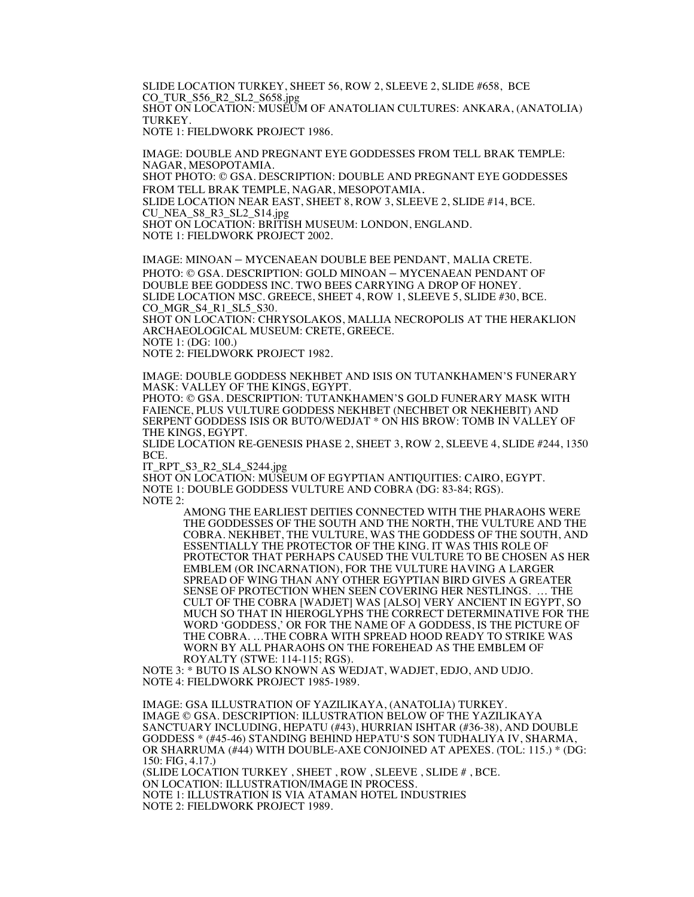SLIDE LOCATION TURKEY, SHEET 56, ROW 2, SLEEVE 2, SLIDE #658, BCE
CO_TUR_S56_R2_SL2_S658.jpg
SHOT ON LOCATION: MUSEUM OF ANATOLIAN CULTURES: ANKARA, (ANATOLIA) TURKEY.
NOTE 1: FIELDWORK PROJECT 1986.

IMAGE: DOUBLE AND PREGNANT EYE GODDESSES FROM TELL BRAK TEMPLE: NAGAR, MESOPOTAMIA.
SHOT PHOTO: © GSA. DESCRIPTION: DOUBLE AND PREGNANT EYE GODDESSES FROM TELL BRAK TEMPLE, NAGAR, MESOPOTAMIA.
SLIDE LOCATION NEAR EAST, SHEET 8, ROW 3, SLEEVE 2, SLIDE #14, BCE.
CU_NEA_S8_R3_SL2_S14.jpg
SHOT ON LOCATION: BRITISH MUSEUM: LONDON, ENGLAND.
NOTE 1: FIELDWORK PROJECT 2002.

IMAGE: MINOAN – MYCENAEAN DOUBLE BEE PENDANT, MALIA CRETE.
PHOTO: © GSA. DESCRIPTION: GOLD MINOAN – MYCENAEAN PENDANT OF DOUBLE BEE GODDESS INC. TWO BEES CARRYING A DROP OF HONEY.
SLIDE LOCATION MSC. GREECE, SHEET 4, ROW 1, SLEEVE 5, SLIDE #30, BCE.
CO_MGR_S4_R1_SL5_S30.
SHOT ON LOCATION: CHRYSOLAKOS, MALLIA NECROPOLIS AT THE HERAKLION ARCHAEOLOGICAL MUSEUM: CRETE, GREECE.
NOTE 1: (DG: 100.)
NOTE 2: FIELDWORK PROJECT 1982.

IMAGE: DOUBLE GODDESS NEKHBET AND ISIS ON TUTANKHAMEN'S FUNERARY MASK: VALLEY OF THE KINGS, EGYPT.
PHOTO: © GSA. DESCRIPTION: TUTANKHAMEN'S GOLD FUNERARY MASK WITH FAIENCE, PLUS VULTURE GODDESS NEKHBET (NECHBET OR NEKHEBIT) AND SERPENT GODDESS ISIS OR BUTO/WEDJAT * ON HIS BROW: TOMB IN VALLEY OF THE KINGS, EGYPT.
SLIDE LOCATION RE-GENESIS PHASE 2, SHEET 3, ROW 2, SLEEVE 4, SLIDE #244, 1350 BCE.
IT_RPT_S3_R2_SL4_S244.jpg
SHOT ON LOCATION: MUSEUM OF EGYPTIAN ANTIQUITIES: CAIRO, EGYPT.
NOTE 1: DOUBLE GODDESS VULTURE AND COBRA (DG: 83-84; RGS).
NOTE 2:

> AMONG THE EARLIEST DEITIES CONNECTED WITH THE PHARAOHS WERE THE GODDESSES OF THE SOUTH AND THE NORTH, THE VULTURE AND THE COBRA. NEKHBET, THE VULTURE, WAS THE GODDESS OF THE SOUTH, AND ESSENTIALLY THE PROTECTOR OF THE KING. IT WAS THIS ROLE OF PROTECTOR THAT PERHAPS CAUSED THE VULTURE TO BE CHOSEN AS HER EMBLEM (OR INCARNATION), FOR THE VULTURE HAVING A LARGER SPREAD OF WING THAN ANY OTHER EGYPTIAN BIRD GIVES A GREATER SENSE OF PROTECTION WHEN SEEN COVERING HER NESTLINGS. … THE CULT OF THE COBRA [WADJET] WAS [ALSO] VERY ANCIENT IN EGYPT, SO MUCH SO THAT IN HIEROGLYPHS THE CORRECT DETERMINATIVE FOR THE WORD 'GODDESS,' OR FOR THE NAME OF A GODDESS, IS THE PICTURE OF THE COBRA. …THE COBRA WITH SPREAD HOOD READY TO STRIKE WAS WORN BY ALL PHARAOHS ON THE FOREHEAD AS THE EMBLEM OF ROYALTY (STWE: 114-115; RGS).

NOTE 3: * BUTO IS ALSO KNOWN AS WEDJAT, WADJET, EDJO, AND UDJO.
NOTE 4: FIELDWORK PROJECT 1985-1989.

IMAGE: GSA ILLUSTRATION OF YAZILIKAYA, (ANATOLIA) TURKEY.
IMAGE © GSA. DESCRIPTION: ILLUSTRATION BELOW OF THE YAZILIKAYA SANCTUARY INCLUDING, HEPATU (#43), HURRIAN ISHTAR (#36-38), AND DOUBLE GODDESS * (#45-46) STANDING BEHIND HEPATU'S SON TUDHALIYA IV, SHARMA, OR SHARRUMA (#44) WITH DOUBLE-AXE CONJOINED AT APEXES. (TOL: 115.) * (DG: 150: FIG, 4.17.)
(SLIDE LOCATION TURKEY , SHEET , ROW , SLEEVE , SLIDE # , BCE.
ON LOCATION: ILLUSTRATION/IMAGE IN PROCESS.
NOTE 1: ILLUSTRATION IS VIA ATAMAN HOTEL INDUSTRIES
NOTE 2: FIELDWORK PROJECT 1989.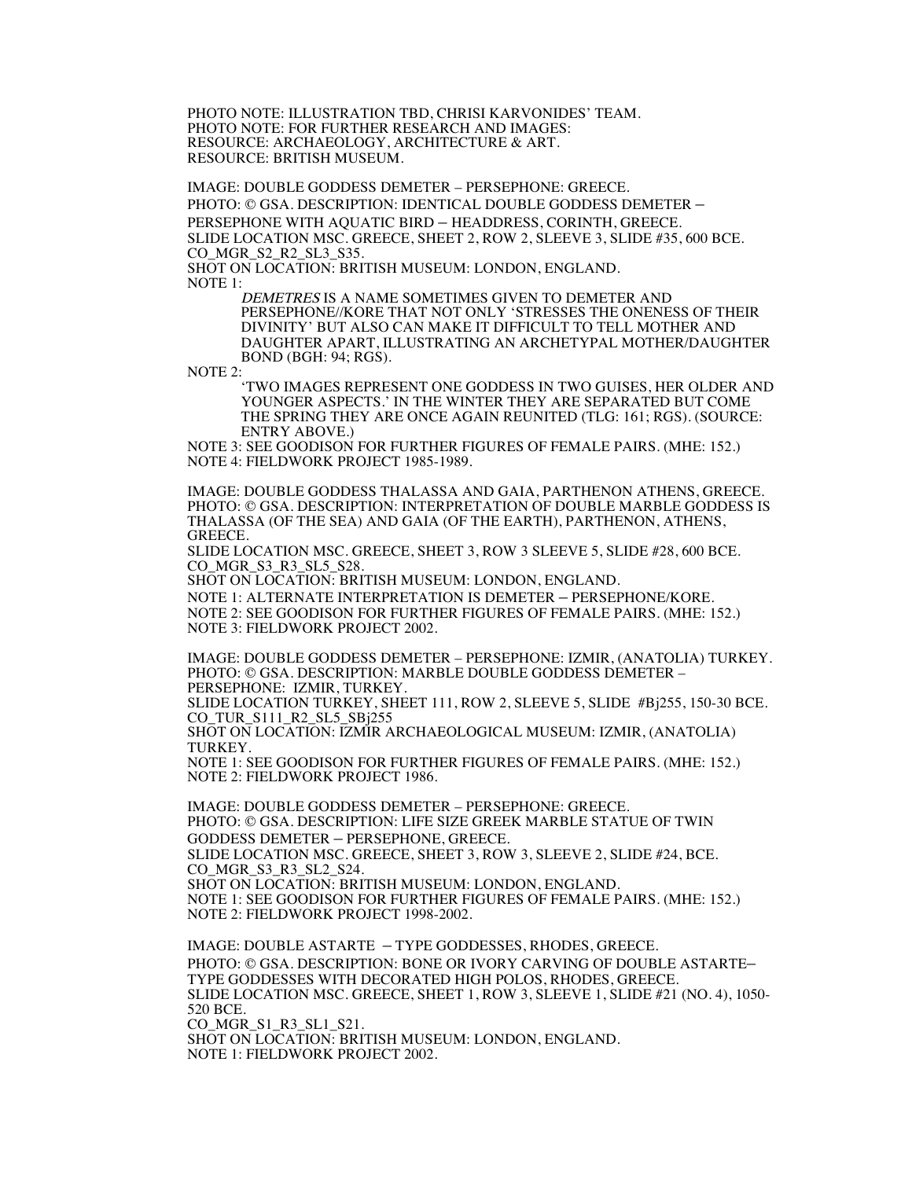PHOTO NOTE: ILLUSTRATION TBD, CHRISI KARVONIDES' TEAM.
PHOTO NOTE: FOR FURTHER RESEARCH AND IMAGES:
RESOURCE: ARCHAEOLOGY, ARCHITECTURE & ART.
RESOURCE: BRITISH MUSEUM.

IMAGE: DOUBLE GODDESS DEMETER – PERSEPHONE: GREECE.
PHOTO: © GSA. DESCRIPTION: IDENTICAL DOUBLE GODDESS DEMETER – PERSEPHONE WITH AQUATIC BIRD – HEADDRESS, CORINTH, GREECE.
SLIDE LOCATION MSC. GREECE, SHEET 2, ROW 2, SLEEVE 3, SLIDE #35, 600 BCE.
CO_MGR_S2_R2_SL3_S35.
SHOT ON LOCATION: BRITISH MUSEUM: LONDON, ENGLAND.
NOTE 1:

> *DEMETRES* IS A NAME SOMETIMES GIVEN TO DEMETER AND PERSEPHONE//KORE THAT NOT ONLY 'STRESSES THE ONENESS OF THEIR DIVINITY' BUT ALSO CAN MAKE IT DIFFICULT TO TELL MOTHER AND DAUGHTER APART, ILLUSTRATING AN ARCHETYPAL MOTHER/DAUGHTER BOND (BGH: 94; RGS).

NOTE 2:

> 'TWO IMAGES REPRESENT ONE GODDESS IN TWO GUISES, HER OLDER AND YOUNGER ASPECTS.' IN THE WINTER THEY ARE SEPARATED BUT COME THE SPRING THEY ARE ONCE AGAIN REUNITED (TLG: 161; RGS). (SOURCE: ENTRY ABOVE.)

NOTE 3: SEE GOODISON FOR FURTHER FIGURES OF FEMALE PAIRS. (MHE: 152.)
NOTE 4: FIELDWORK PROJECT 1985-1989.

IMAGE: DOUBLE GODDESS THALASSA AND GAIA, PARTHENON ATHENS, GREECE.
PHOTO: © GSA. DESCRIPTION: INTERPRETATION OF DOUBLE MARBLE GODDESS IS THALASSA (OF THE SEA) AND GAIA (OF THE EARTH), PARTHENON, ATHENS, GREECE.
SLIDE LOCATION MSC. GREECE, SHEET 3, ROW 3 SLEEVE 5, SLIDE #28, 600 BCE.
CO_MGR_S3_R3_SL5_S28.
SHOT ON LOCATION: BRITISH MUSEUM: LONDON, ENGLAND.
NOTE 1: ALTERNATE INTERPRETATION IS DEMETER – PERSEPHONE/KORE.
NOTE 2: SEE GOODISON FOR FURTHER FIGURES OF FEMALE PAIRS. (MHE: 152.)
NOTE 3: FIELDWORK PROJECT 2002.

IMAGE: DOUBLE GODDESS DEMETER – PERSEPHONE: IZMIR, (ANATOLIA) TURKEY.
PHOTO: © GSA. DESCRIPTION: MARBLE DOUBLE GODDESS DEMETER – PERSEPHONE: IZMIR, TURKEY.
SLIDE LOCATION TURKEY, SHEET 111, ROW 2, SLEEVE 5, SLIDE #Bj255, 150-30 BCE.
CO_TUR_S111_R2_SL5_SBj255
SHOT ON LOCATION: IZMIR ARCHAEOLOGICAL MUSEUM: IZMIR, (ANATOLIA) TURKEY.
NOTE 1: SEE GOODISON FOR FURTHER FIGURES OF FEMALE PAIRS. (MHE: 152.)
NOTE 2: FIELDWORK PROJECT 1986.

IMAGE: DOUBLE GODDESS DEMETER – PERSEPHONE: GREECE.
PHOTO: © GSA. DESCRIPTION: LIFE SIZE GREEK MARBLE STATUE OF TWIN GODDESS DEMETER – PERSEPHONE, GREECE.
SLIDE LOCATION MSC. GREECE, SHEET 3, ROW 3, SLEEVE 2, SLIDE #24, BCE.
CO_MGR_S3_R3_SL2_S24.
SHOT ON LOCATION: BRITISH MUSEUM: LONDON, ENGLAND.
NOTE 1: SEE GOODISON FOR FURTHER FIGURES OF FEMALE PAIRS. (MHE: 152.)
NOTE 2: FIELDWORK PROJECT 1998-2002.

IMAGE: DOUBLE ASTARTE – TYPE GODDESSES, RHODES, GREECE.
PHOTO: © GSA. DESCRIPTION: BONE OR IVORY CARVING OF DOUBLE ASTARTE– TYPE GODDESSES WITH DECORATED HIGH POLOS, RHODES, GREECE.
SLIDE LOCATION MSC. GREECE, SHEET 1, ROW 3, SLEEVE 1, SLIDE #21 (NO. 4), 1050-520 BCE.
CO_MGR_S1_R3_SL1_S21.
SHOT ON LOCATION: BRITISH MUSEUM: LONDON, ENGLAND.
NOTE 1: FIELDWORK PROJECT 2002.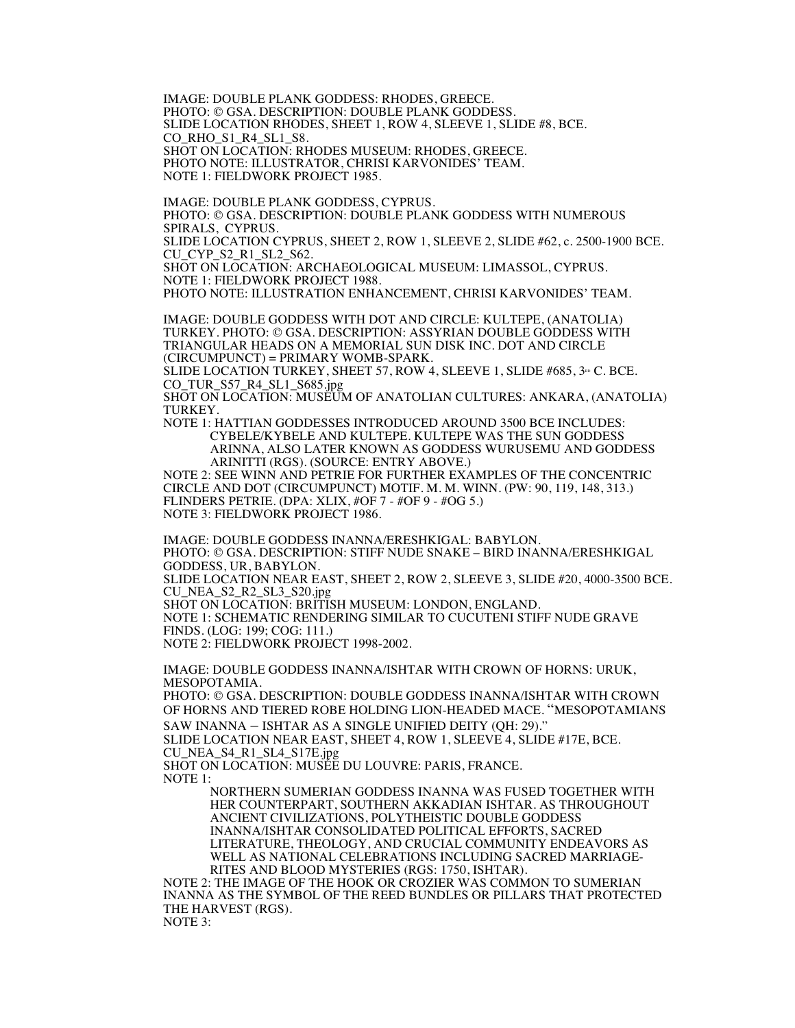IMAGE: DOUBLE PLANK GODDESS: RHODES, GREECE.
PHOTO: © GSA. DESCRIPTION: DOUBLE PLANK GODDESS.
SLIDE LOCATION RHODES, SHEET 1, ROW 4, SLEEVE 1, SLIDE #8, BCE.
CO_RHO_S1_R4_SL1_S8.
SHOT ON LOCATION: RHODES MUSEUM: RHODES, GREECE.
PHOTO NOTE: ILLUSTRATOR, CHRISI KARVONIDES' TEAM.
NOTE 1: FIELDWORK PROJECT 1985.

IMAGE: DOUBLE PLANK GODDESS, CYPRUS.
PHOTO: © GSA. DESCRIPTION: DOUBLE PLANK GODDESS WITH NUMEROUS SPIRALS, CYPRUS.
SLIDE LOCATION CYPRUS, SHEET 2, ROW 1, SLEEVE 2, SLIDE #62, c. 2500-1900 BCE.
CU_CYP_S2_R1_SL2_S62.
SHOT ON LOCATION: ARCHAEOLOGICAL MUSEUM: LIMASSOL, CYPRUS.
NOTE 1: FIELDWORK PROJECT 1988.
PHOTO NOTE: ILLUSTRATION ENHANCEMENT, CHRISI KARVONIDES' TEAM.

IMAGE: DOUBLE GODDESS WITH DOT AND CIRCLE: KULTEPE, (ANATOLIA) TURKEY. PHOTO: © GSA. DESCRIPTION: ASSYRIAN DOUBLE GODDESS WITH TRIANGULAR HEADS ON A MEMORIAL SUN DISK INC. DOT AND CIRCLE (CIRCUMPUNCT) = PRIMARY WOMB-SPARK.
SLIDE LOCATION TURKEY, SHEET 57, ROW 4, SLEEVE 1, SLIDE #685, 3RD C. BCE.
CO_TUR_S57_R4_SL1_S685.jpg
SHOT ON LOCATION: MUSEUM OF ANATOLIAN CULTURES: ANKARA, (ANATOLIA) TURKEY.
NOTE 1: HATTIAN GODDESSES INTRODUCED AROUND 3500 BCE INCLUDES: CYBELE/KYBELE AND KULTEPE. KULTEPE WAS THE SUN GODDESS ARINNA, ALSO LATER KNOWN AS GODDESS WURUSEMU AND GODDESS ARINITTI (RGS). (SOURCE: ENTRY ABOVE.)
NOTE 2: SEE WINN AND PETRIE FOR FURTHER EXAMPLES OF THE CONCENTRIC CIRCLE AND DOT (CIRCUMPUNCT) MOTIF. M. M. WINN. (PW: 90, 119, 148, 313.) FLINDERS PETRIE. (DPA: XLIX, #OF 7 - #OF 9 - #OG 5.)
NOTE 3: FIELDWORK PROJECT 1986.

IMAGE: DOUBLE GODDESS INANNA/ERESHKIGAL: BABYLON.
PHOTO: © GSA. DESCRIPTION: STIFF NUDE SNAKE – BIRD INANNA/ERESHKIGAL GODDESS, UR, BABYLON.
SLIDE LOCATION NEAR EAST, SHEET 2, ROW 2, SLEEVE 3, SLIDE #20, 4000-3500 BCE.
CU_NEA_S2_R2_SL3_S20.jpg
SHOT ON LOCATION: BRITISH MUSEUM: LONDON, ENGLAND.
NOTE 1: SCHEMATIC RENDERING SIMILAR TO CUCUTENI STIFF NUDE GRAVE FINDS. (LOG: 199; COG: 111.)
NOTE 2: FIELDWORK PROJECT 1998-2002.

IMAGE: DOUBLE GODDESS INANNA/ISHTAR WITH CROWN OF HORNS: URUK, MESOPOTAMIA.
PHOTO: © GSA. DESCRIPTION: DOUBLE GODDESS INANNA/ISHTAR WITH CROWN OF HORNS AND TIERED ROBE HOLDING LION-HEADED MACE. "MESOPOTAMIANS SAW INANNA – ISHTAR AS A SINGLE UNIFIED DEITY (QH: 29)."
SLIDE LOCATION NEAR EAST, SHEET 4, ROW 1, SLEEVE 4, SLIDE #17E, BCE.
CU_NEA_S4_R1_SL4_S17E.jpg
SHOT ON LOCATION: MUSÉE DU LOUVRE: PARIS, FRANCE.
NOTE 1:

NORTHERN SUMERIAN GODDESS INANNA WAS FUSED TOGETHER WITH HER COUNTERPART, SOUTHERN AKKADIAN ISHTAR. AS THROUGHOUT ANCIENT CIVILIZATIONS, POLYTHEISTIC DOUBLE GODDESS INANNA/ISHTAR CONSOLIDATED POLITICAL EFFORTS, SACRED LITERATURE, THEOLOGY, AND CRUCIAL COMMUNITY ENDEAVORS AS WELL AS NATIONAL CELEBRATIONS INCLUDING SACRED MARRIAGE-RITES AND BLOOD MYSTERIES (RGS: 1750, ISHTAR).

NOTE 2: THE IMAGE OF THE HOOK OR CROZIER WAS COMMON TO SUMERIAN INANNA AS THE SYMBOL OF THE REED BUNDLES OR PILLARS THAT PROTECTED THE HARVEST (RGS).
NOTE 3: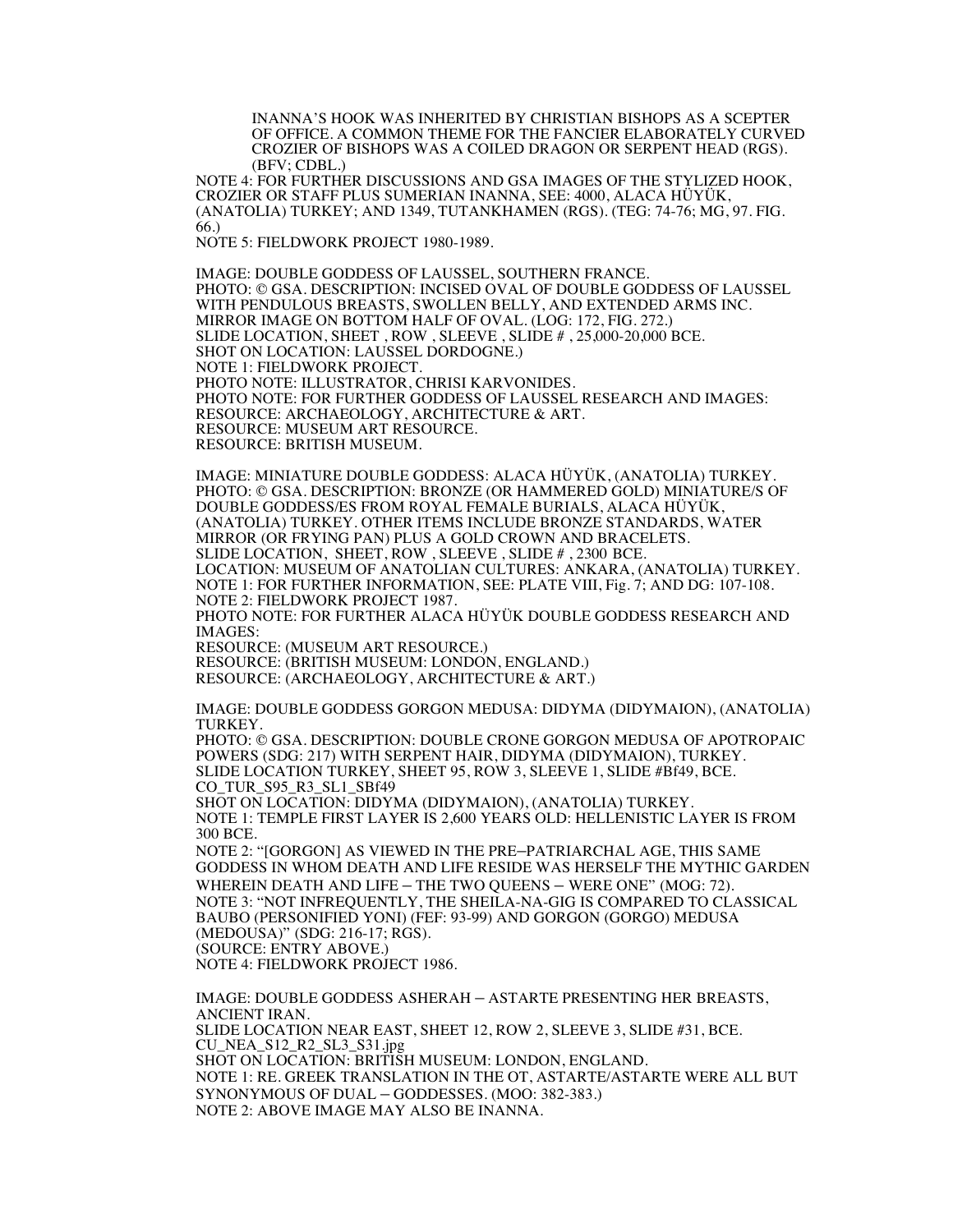INANNA'S HOOK WAS INHERITED BY CHRISTIAN BISHOPS AS A SCEPTER OF OFFICE. A COMMON THEME FOR THE FANCIER ELABORATELY CURVED CROZIER OF BISHOPS WAS A COILED DRAGON OR SERPENT HEAD (RGS). (BFV; CDBL.)

NOTE 4: FOR FURTHER DISCUSSIONS AND GSA IMAGES OF THE STYLIZED HOOK, CROZIER OR STAFF PLUS SUMERIAN INANNA, SEE: 4000, ALACA HÜYÜK, (ANATOLIA) TURKEY; AND 1349, TUTANKHAMEN (RGS). (TEG: 74-76; MG, 97. FIG. 66.)
NOTE 5: FIELDWORK PROJECT 1980-1989.

IMAGE: DOUBLE GODDESS OF LAUSSEL, SOUTHERN FRANCE.
PHOTO: © GSA. DESCRIPTION: INCISED OVAL OF DOUBLE GODDESS OF LAUSSEL WITH PENDULOUS BREASTS, SWOLLEN BELLY, AND EXTENDED ARMS INC. MIRROR IMAGE ON BOTTOM HALF OF OVAL. (LOG: 172, FIG. 272.)
SLIDE LOCATION, SHEET , ROW , SLEEVE , SLIDE # , 25,000-20,000 BCE.
SHOT ON LOCATION: LAUSSEL DORDOGNE.)
NOTE 1: FIELDWORK PROJECT.
PHOTO NOTE: ILLUSTRATOR, CHRISI KARVONIDES.
PHOTO NOTE: FOR FURTHER GODDESS OF LAUSSEL RESEARCH AND IMAGES:
RESOURCE: ARCHAEOLOGY, ARCHITECTURE & ART.
RESOURCE: MUSEUM ART RESOURCE.
RESOURCE: BRITISH MUSEUM.

IMAGE: MINIATURE DOUBLE GODDESS: ALACA HÜYÜK, (ANATOLIA) TURKEY.
PHOTO: © GSA. DESCRIPTION: BRONZE (OR HAMMERED GOLD) MINIATURE/S OF DOUBLE GODDESS/ES FROM ROYAL FEMALE BURIALS, ALACA HÜYÜK, (ANATOLIA) TURKEY. OTHER ITEMS INCLUDE BRONZE STANDARDS, WATER MIRROR (OR FRYING PAN) PLUS A GOLD CROWN AND BRACELETS.
SLIDE LOCATION, SHEET, ROW , SLEEVE , SLIDE # , 2300 BCE.
LOCATION: MUSEUM OF ANATOLIAN CULTURES: ANKARA, (ANATOLIA) TURKEY.
NOTE 1: FOR FURTHER INFORMATION, SEE: PLATE VIII, Fig. 7; AND DG: 107-108.
NOTE 2: FIELDWORK PROJECT 1987.
PHOTO NOTE: FOR FURTHER ALACA HÜYÜK DOUBLE GODDESS RESEARCH AND IMAGES:
RESOURCE: (MUSEUM ART RESOURCE.)
RESOURCE: (BRITISH MUSEUM: LONDON, ENGLAND.)
RESOURCE: (ARCHAEOLOGY, ARCHITECTURE & ART.)

IMAGE: DOUBLE GODDESS GORGON MEDUSA: DIDYMA (DIDYMAION), (ANATOLIA) TURKEY.
PHOTO: © GSA. DESCRIPTION: DOUBLE CRONE GORGON MEDUSA OF APOTROPAIC POWERS (SDG: 217) WITH SERPENT HAIR, DIDYMA (DIDYMAION), TURKEY.
SLIDE LOCATION TURKEY, SHEET 95, ROW 3, SLEEVE 1, SLIDE #Bf49, BCE.
CO_TUR_S95_R3_SL1_SBf49
SHOT ON LOCATION: DIDYMA (DIDYMAION), (ANATOLIA) TURKEY.
NOTE 1: TEMPLE FIRST LAYER IS 2,600 YEARS OLD: HELLENISTIC LAYER IS FROM 300 BCE.
NOTE 2: "[GORGON] AS VIEWED IN THE PRE–PATRIARCHAL AGE, THIS SAME GODDESS IN WHOM DEATH AND LIFE RESIDE WAS HERSELF THE MYTHIC GARDEN WHEREIN DEATH AND LIFE – THE TWO QUEENS – WERE ONE" (MOG: 72).
NOTE 3: "NOT INFREQUENTLY, THE SHEILA-NA-GIG IS COMPARED TO CLASSICAL BAUBO (PERSONIFIED YONI) (FEF: 93-99) AND GORGON (GORGO) MEDUSA (MEDOUSA)" (SDG: 216-17; RGS).
(SOURCE: ENTRY ABOVE.)
NOTE 4: FIELDWORK PROJECT 1986.

IMAGE: DOUBLE GODDESS ASHERAH – ASTARTE PRESENTING HER BREASTS, ANCIENT IRAN.
SLIDE LOCATION NEAR EAST, SHEET 12, ROW 2, SLEEVE 3, SLIDE #31, BCE.
CU_NEA_S12_R2_SL3_S31.jpg
SHOT ON LOCATION: BRITISH MUSEUM: LONDON, ENGLAND.
NOTE 1: RE. GREEK TRANSLATION IN THE OT, ASTARTE/ASTARTE WERE ALL BUT SYNONYMOUS OF DUAL – GODDESSES. (MOO: 382-383.)
NOTE 2: ABOVE IMAGE MAY ALSO BE INANNA.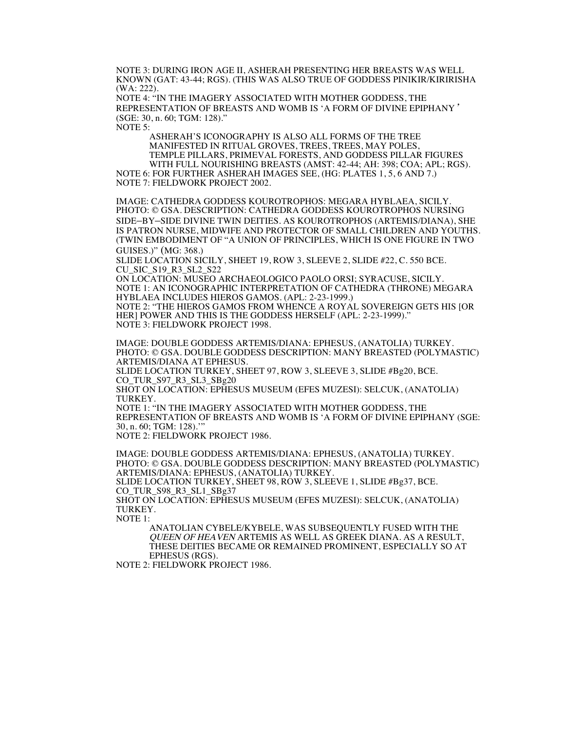NOTE 3: DURING IRON AGE II, ASHERAH PRESENTING HER BREASTS WAS WELL KNOWN (GAT: 43-44; RGS). (THIS WAS ALSO TRUE OF GODDESS PINIKIR/KIRIRISHA (WA: 222).

NOTE 4: "IN THE IMAGERY ASSOCIATED WITH MOTHER GODDESS, THE REPRESENTATION OF BREASTS AND WOMB IS 'A FORM OF DIVINE EPIPHANY' (SGE: 30, n. 60; TGM: 128)."

NOTE 5:

> ASHERAH'S ICONOGRAPHY IS ALSO ALL FORMS OF THE TREE MANIFESTED IN RITUAL GROVES, TREES, TREES, MAY POLES, TEMPLE PILLARS, PRIMEVAL FORESTS, AND GODDESS PILLAR FIGURES WITH FULL NOURISHING BREASTS (AMST: 42-44; AH: 398; COA; APL; RGS).

NOTE 6: FOR FURTHER ASHERAH IMAGES SEE, (HG: PLATES 1, 5, 6 AND 7.)

NOTE 7: FIELDWORK PROJECT 2002.

IMAGE: CATHEDRA GODDESS KOUROTROPHOS: MEGARA HYBLAEA, SICILY.
PHOTO: © GSA. DESCRIPTION: CATHEDRA GODDESS KOUROTROPHOS NURSING SIDE–BY–SIDE DIVINE TWIN DEITIES. AS KOUROTROPHOS (ARTEMIS/DIANA), SHE IS PATRON NURSE, MIDWIFE AND PROTECTOR OF SMALL CHILDREN AND YOUTHS. (TWIN EMBODIMENT OF "A UNION OF PRINCIPLES, WHICH IS ONE FIGURE IN TWO GUISES.)" (MG: 368.)

SLIDE LOCATION SICILY, SHEET 19, ROW 3, SLEEVE 2, SLIDE #22, C. 550 BCE.
CU_SIC_S19_R3_SL2_S22

ON LOCATION: MUSEO ARCHAEOLOGICO PAOLO ORSI; SYRACUSE, SICILY.

NOTE 1: AN ICONOGRAPHIC INTERPRETATION OF CATHEDRA (THRONE) MEGARA HYBLAEA INCLUDES HIEROS GAMOS. (APL: 2-23-1999.)

NOTE 2: "THE HIEROS GAMOS FROM WHENCE A ROYAL SOVEREIGN GETS HIS [OR HER] POWER AND THIS IS THE GODDESS HERSELF (APL: 2-23-1999)."

NOTE 3: FIELDWORK PROJECT 1998.

IMAGE: DOUBLE GODDESS ARTEMIS/DIANA: EPHESUS, (ANATOLIA) TURKEY.
PHOTO: © GSA. DOUBLE GODDESS DESCRIPTION: MANY BREASTED (POLYMASTIC) ARTEMIS/DIANA AT EPHESUS.

SLIDE LOCATION TURKEY, SHEET 97, ROW 3, SLEEVE 3, SLIDE #Bg20, BCE.
CO_TUR_S97_R3_SL3_SBg20

SHOT ON LOCATION: EPHESUS MUSEUM (EFES MUZESI): SELCUK, (ANATOLIA) TURKEY.

NOTE 1: "IN THE IMAGERY ASSOCIATED WITH MOTHER GODDESS, THE REPRESENTATION OF BREASTS AND WOMB IS 'A FORM OF DIVINE EPIPHANY (SGE: 30, n. 60; TGM: 128).'"

NOTE 2: FIELDWORK PROJECT 1986.

IMAGE: DOUBLE GODDESS ARTEMIS/DIANA: EPHESUS, (ANATOLIA) TURKEY.
PHOTO: © GSA. DOUBLE GODDESS DESCRIPTION: MANY BREASTED (POLYMASTIC) ARTEMIS/DIANA: EPHESUS, (ANATOLIA) TURKEY.

SLIDE LOCATION TURKEY, SHEET 98, ROW 3, SLEEVE 1, SLIDE #Bg37, BCE.
CO_TUR_S98_R3_SL1_SBg37

SHOT ON LOCATION: EPHESUS MUSEUM (EFES MUZESI): SELCUK, (ANATOLIA) TURKEY.

NOTE 1:

> ANATOLIAN CYBELE/KYBELE, WAS SUBSEQUENTLY FUSED WITH THE *QUEEN OF HEAVEN* ARTEMIS AS WELL AS GREEK DIANA. AS A RESULT, THESE DEITIES BECAME OR REMAINED PROMINENT, ESPECIALLY SO AT EPHESUS (RGS).

NOTE 2: FIELDWORK PROJECT 1986.